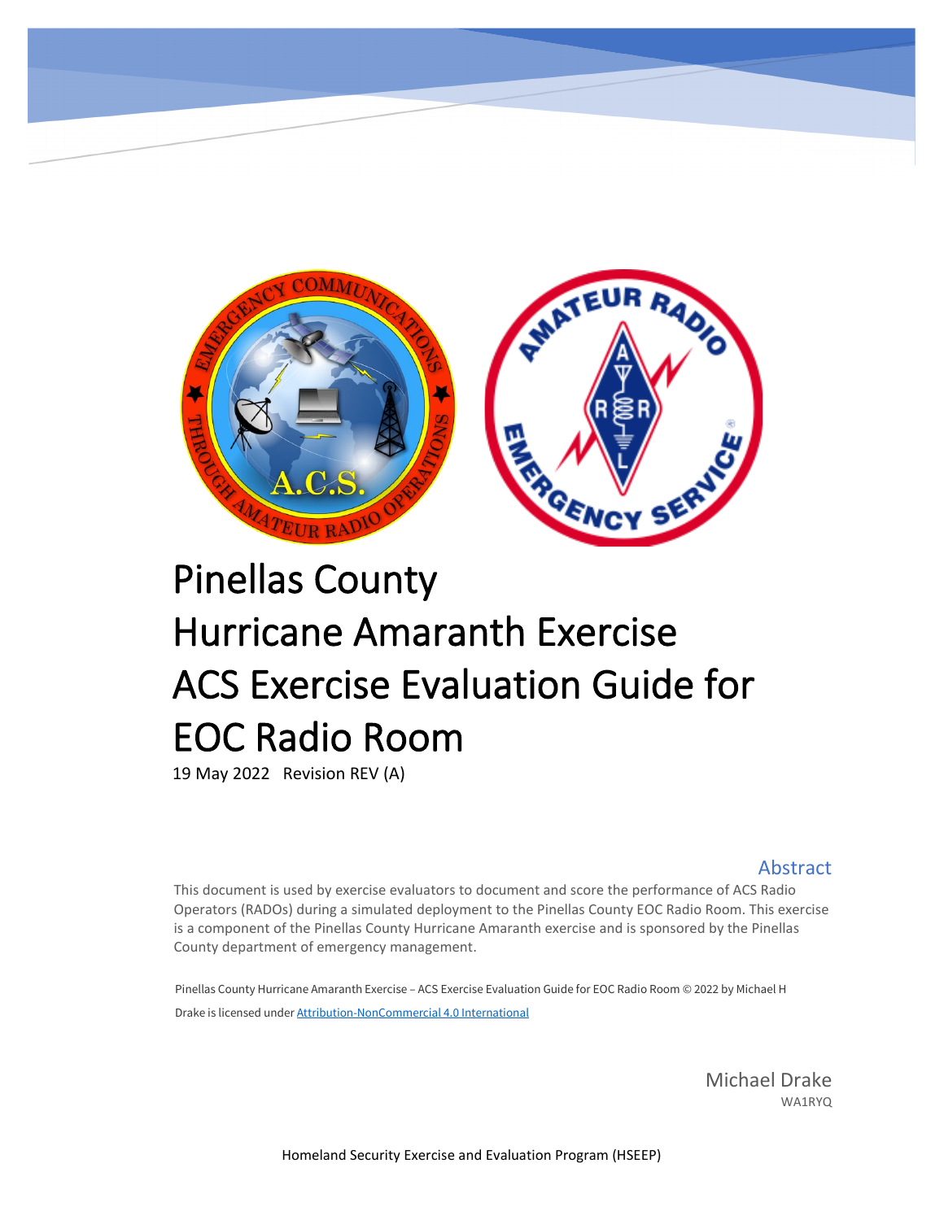# Pinellas County Hurricane Amaranth Exercise ACS Exercise Evaluation Guide for EOC Radio Room

19 May 2022 Revision REV (A)

## Abstract

This document is used by exercise evaluators to document and score the performance of ACS Radio Operators (RADOs) during a simulated deployment to the Pinellas County EOC Radio Room. This exercise is a component of the Pinellas County Hurricane Amaranth exercise and is sponsored by the Pinellas County department of emergency management.

Pinellas County Hurricane Amaranth Exercise – ACS Exercise Evaluation Guide for EOC Radio Room © 2022 by Michael H Drake is licensed under [Attribution-NonCommercial 4.0 International](https://creativecommons.org/licenses/by-nc/4.0/)

Michael Drake
WA1RYQ

Homeland Security Exercise and Evaluation Program (HSEEP)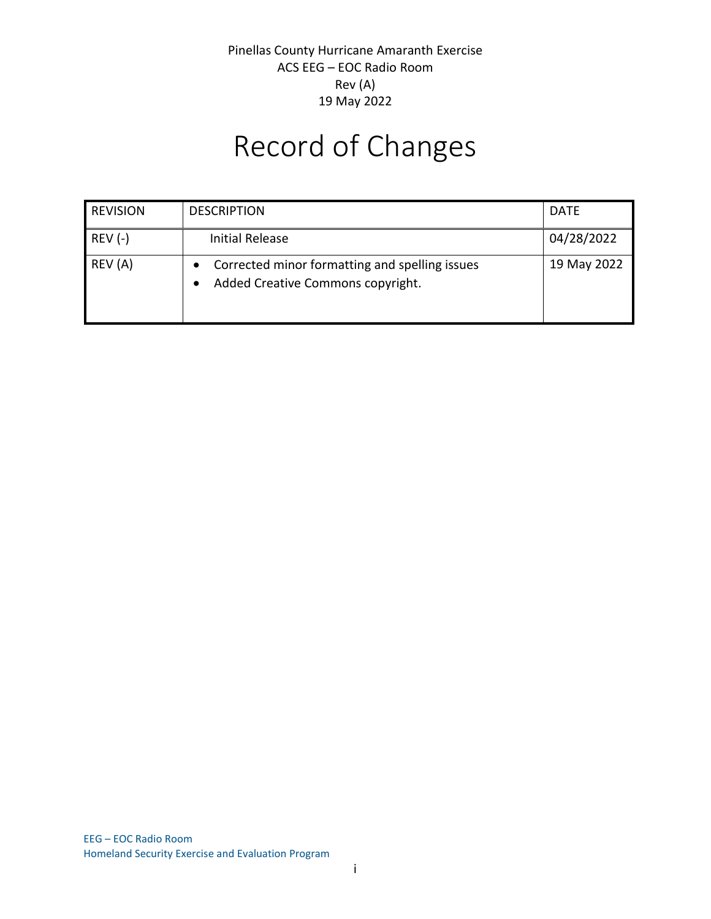Pinellas County Hurricane Amaranth Exercise
ACS EEG – EOC Radio Room
Rev (A)
19 May 2022

# Record of Changes

| REVISION | DESCRIPTION | DATE |
|---|---|---|
| REV (-) | Initial Release | 04/28/2022 |
| REV (A) | • Corrected minor formatting and spelling issues<br>• Added Creative Commons copyright. | 19 May 2022 |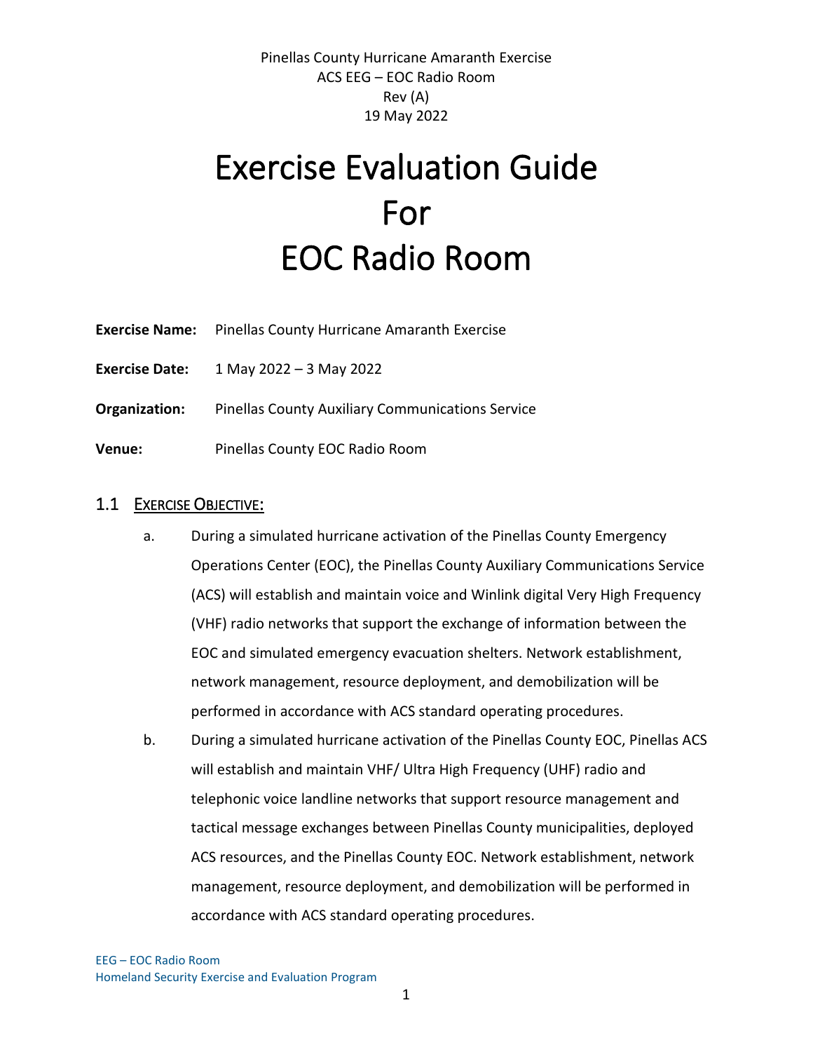Pinellas County Hurricane Amaranth Exercise
ACS EEG – EOC Radio Room
Rev (A)
19 May 2022

# Exercise Evaluation Guide For EOC Radio Room

**Exercise Name:** Pinellas County Hurricane Amaranth Exercise

**Exercise Date:** 1 May 2022 – 3 May 2022

**Organization:** Pinellas County Auxiliary Communications Service

**Venue:** Pinellas County EOC Radio Room

## 1.1 EXERCISE OBJECTIVE:

a. During a simulated hurricane activation of the Pinellas County Emergency Operations Center (EOC), the Pinellas County Auxiliary Communications Service (ACS) will establish and maintain voice and Winlink digital Very High Frequency (VHF) radio networks that support the exchange of information between the EOC and simulated emergency evacuation shelters. Network establishment, network management, resource deployment, and demobilization will be performed in accordance with ACS standard operating procedures.

b. During a simulated hurricane activation of the Pinellas County EOC, Pinellas ACS will establish and maintain VHF/ Ultra High Frequency (UHF) radio and telephonic voice landline networks that support resource management and tactical message exchanges between Pinellas County municipalities, deployed ACS resources, and the Pinellas County EOC. Network establishment, network management, resource deployment, and demobilization will be performed in accordance with ACS standard operating procedures.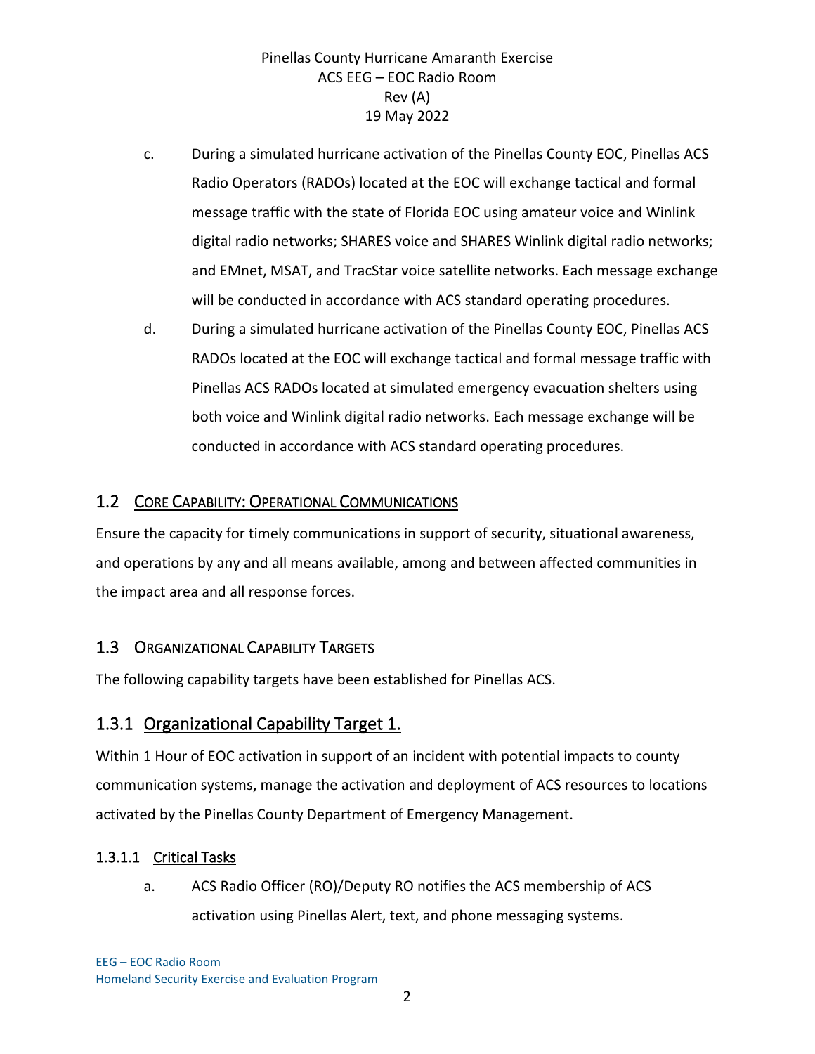c. During a simulated hurricane activation of the Pinellas County EOC, Pinellas ACS Radio Operators (RADOs) located at the EOC will exchange tactical and formal message traffic with the state of Florida EOC using amateur voice and Winlink digital radio networks; SHARES voice and SHARES Winlink digital radio networks; and EMnet, MSAT, and TracStar voice satellite networks. Each message exchange will be conducted in accordance with ACS standard operating procedures.

d. During a simulated hurricane activation of the Pinellas County EOC, Pinellas ACS RADOs located at the EOC will exchange tactical and formal message traffic with Pinellas ACS RADOs located at simulated emergency evacuation shelters using both voice and Winlink digital radio networks. Each message exchange will be conducted in accordance with ACS standard operating procedures.

## 1.2 Core Capability: Operational Communications

Ensure the capacity for timely communications in support of security, situational awareness, and operations by any and all means available, among and between affected communities in the impact area and all response forces.

## 1.3 Organizational Capability Targets

The following capability targets have been established for Pinellas ACS.

### 1.3.1 Organizational Capability Target 1.

Within 1 Hour of EOC activation in support of an incident with potential impacts to county communication systems, manage the activation and deployment of ACS resources to locations activated by the Pinellas County Department of Emergency Management.

#### 1.3.1.1 Critical Tasks

a. ACS Radio Officer (RO)/Deputy RO notifies the ACS membership of ACS activation using Pinellas Alert, text, and phone messaging systems.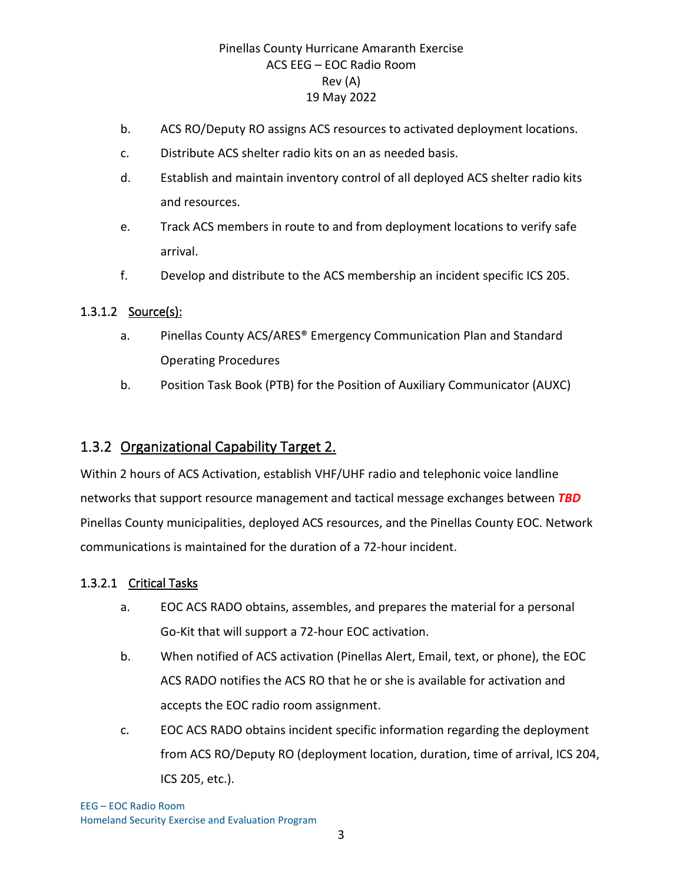b. ACS RO/Deputy RO assigns ACS resources to activated deployment locations.

c. Distribute ACS shelter radio kits on an as needed basis.

d. Establish and maintain inventory control of all deployed ACS shelter radio kits and resources.

e. Track ACS members in route to and from deployment locations to verify safe arrival.

f. Develop and distribute to the ACS membership an incident specific ICS 205.

#### 1.3.1.2 Source(s):

a. Pinellas County ACS/ARES® Emergency Communication Plan and Standard Operating Procedures

b. Position Task Book (PTB) for the Position of Auxiliary Communicator (AUXC)

### 1.3.2 Organizational Capability Target 2.

Within 2 hours of ACS Activation, establish VHF/UHF radio and telephonic voice landline networks that support resource management and tactical message exchanges between ***TBD*** Pinellas County municipalities, deployed ACS resources, and the Pinellas County EOC. Network communications is maintained for the duration of a 72-hour incident.

#### 1.3.2.1 Critical Tasks

a. EOC ACS RADO obtains, assembles, and prepares the material for a personal Go-Kit that will support a 72-hour EOC activation.

b. When notified of ACS activation (Pinellas Alert, Email, text, or phone), the EOC ACS RADO notifies the ACS RO that he or she is available for activation and accepts the EOC radio room assignment.

c. EOC ACS RADO obtains incident specific information regarding the deployment from ACS RO/Deputy RO (deployment location, duration, time of arrival, ICS 204, ICS 205, etc.).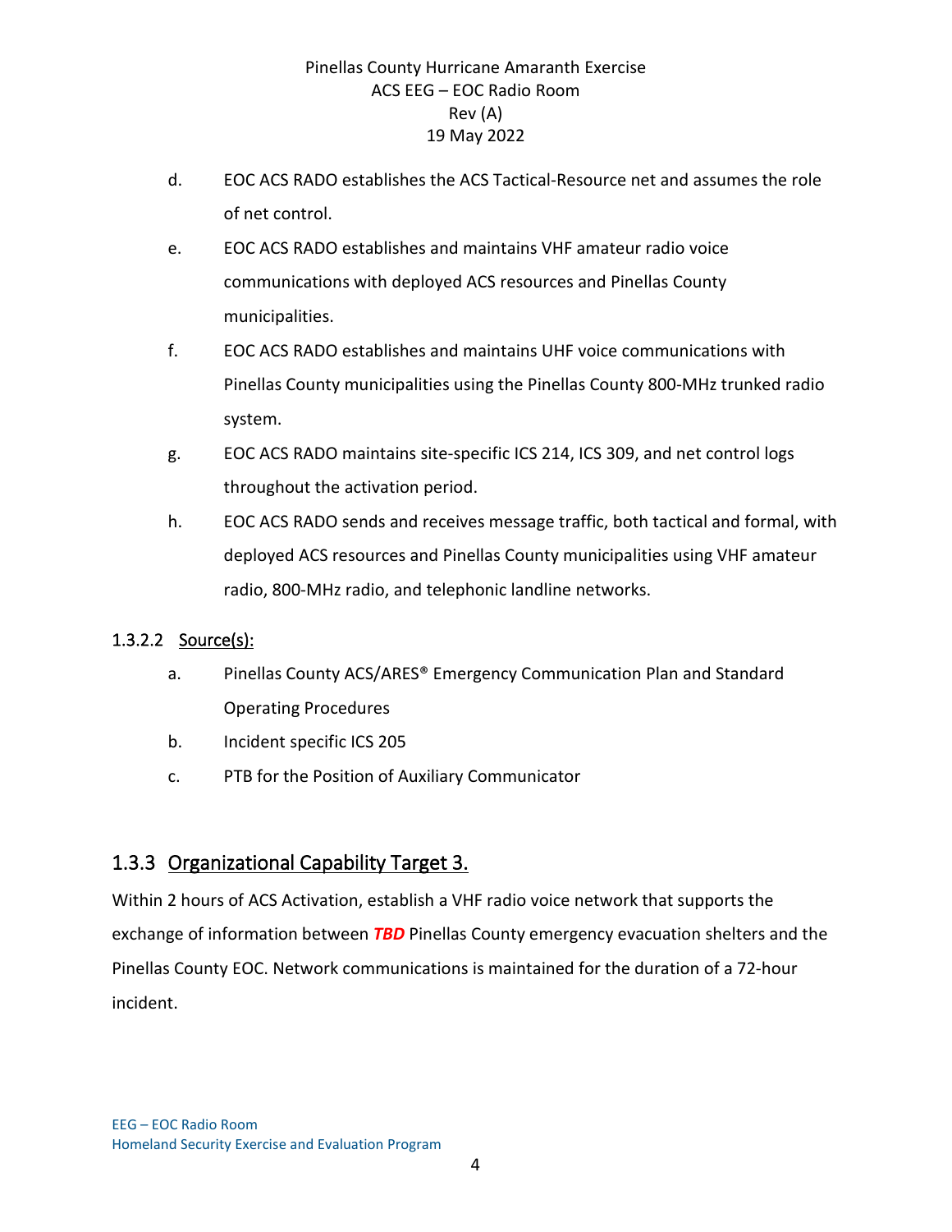d. EOC ACS RADO establishes the ACS Tactical-Resource net and assumes the role of net control.

e. EOC ACS RADO establishes and maintains VHF amateur radio voice communications with deployed ACS resources and Pinellas County municipalities.

f. EOC ACS RADO establishes and maintains UHF voice communications with Pinellas County municipalities using the Pinellas County 800-MHz trunked radio system.

g. EOC ACS RADO maintains site-specific ICS 214, ICS 309, and net control logs throughout the activation period.

h. EOC ACS RADO sends and receives message traffic, both tactical and formal, with deployed ACS resources and Pinellas County municipalities using VHF amateur radio, 800-MHz radio, and telephonic landline networks.

#### 1.3.2.2 Source(s):

a. Pinellas County ACS/ARES® Emergency Communication Plan and Standard Operating Procedures

b. Incident specific ICS 205

c. PTB for the Position of Auxiliary Communicator

### 1.3.3 Organizational Capability Target 3.

Within 2 hours of ACS Activation, establish a VHF radio voice network that supports the exchange of information between ***TBD*** Pinellas County emergency evacuation shelters and the Pinellas County EOC. Network communications is maintained for the duration of a 72-hour incident.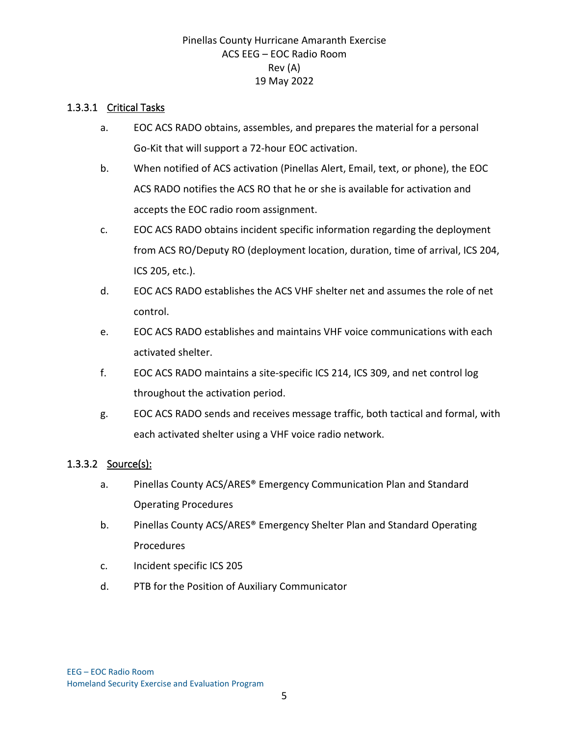#### 1.3.3.1 Critical Tasks

a. EOC ACS RADO obtains, assembles, and prepares the material for a personal Go-Kit that will support a 72-hour EOC activation.

b. When notified of ACS activation (Pinellas Alert, Email, text, or phone), the EOC ACS RADO notifies the ACS RO that he or she is available for activation and accepts the EOC radio room assignment.

c. EOC ACS RADO obtains incident specific information regarding the deployment from ACS RO/Deputy RO (deployment location, duration, time of arrival, ICS 204, ICS 205, etc.).

d. EOC ACS RADO establishes the ACS VHF shelter net and assumes the role of net control.

e. EOC ACS RADO establishes and maintains VHF voice communications with each activated shelter.

f. EOC ACS RADO maintains a site-specific ICS 214, ICS 309, and net control log throughout the activation period.

g. EOC ACS RADO sends and receives message traffic, both tactical and formal, with each activated shelter using a VHF voice radio network.

#### 1.3.3.2 Source(s):

a. Pinellas County ACS/ARES® Emergency Communication Plan and Standard Operating Procedures

b. Pinellas County ACS/ARES® Emergency Shelter Plan and Standard Operating Procedures

c. Incident specific ICS 205

d. PTB for the Position of Auxiliary Communicator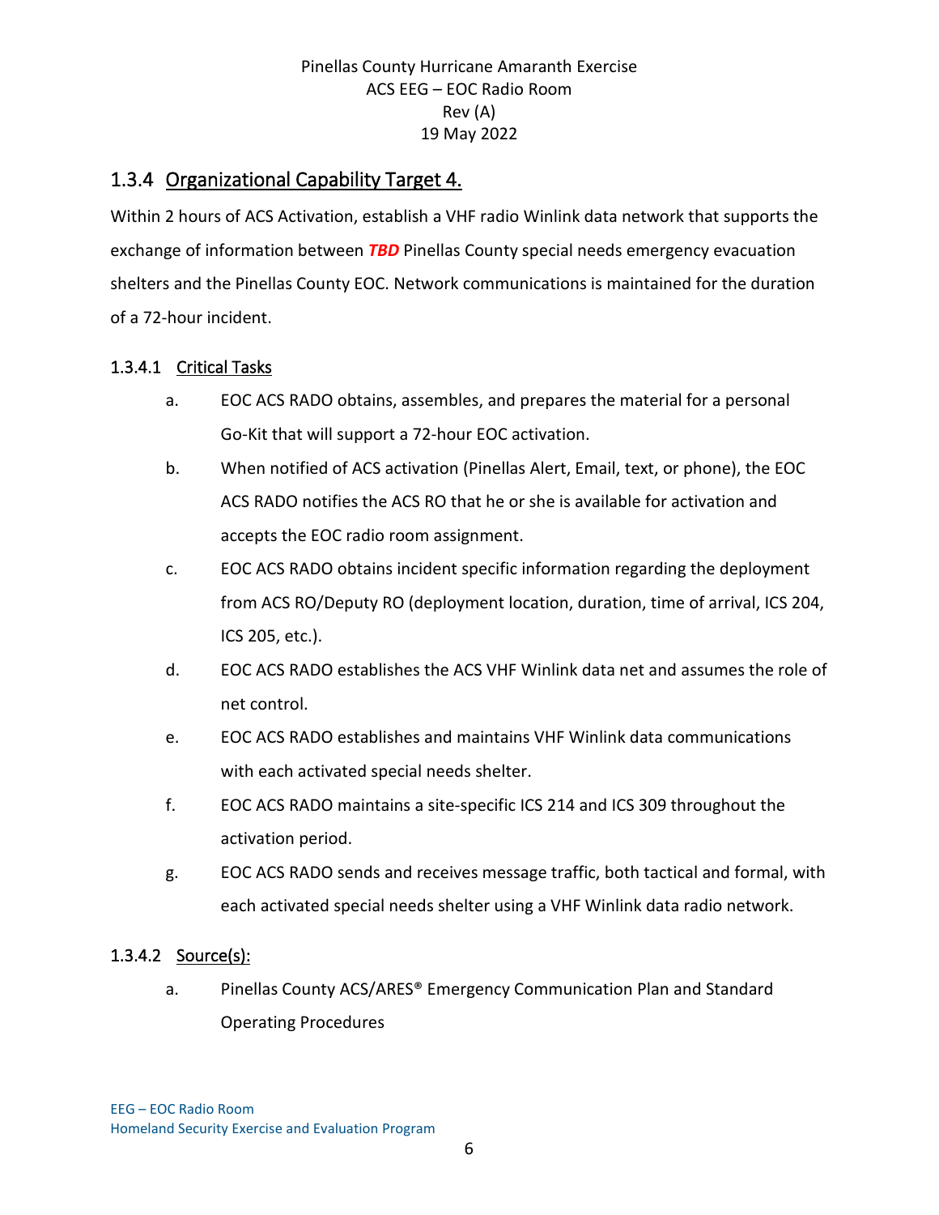## 1.3.4 Organizational Capability Target 4.

Within 2 hours of ACS Activation, establish a VHF radio Winlink data network that supports the exchange of information between ***TBD*** Pinellas County special needs emergency evacuation shelters and the Pinellas County EOC. Network communications is maintained for the duration of a 72-hour incident.

### 1.3.4.1 Critical Tasks

a. EOC ACS RADO obtains, assembles, and prepares the material for a personal Go-Kit that will support a 72-hour EOC activation.

b. When notified of ACS activation (Pinellas Alert, Email, text, or phone), the EOC ACS RADO notifies the ACS RO that he or she is available for activation and accepts the EOC radio room assignment.

c. EOC ACS RADO obtains incident specific information regarding the deployment from ACS RO/Deputy RO (deployment location, duration, time of arrival, ICS 204, ICS 205, etc.).

d. EOC ACS RADO establishes the ACS VHF Winlink data net and assumes the role of net control.

e. EOC ACS RADO establishes and maintains VHF Winlink data communications with each activated special needs shelter.

f. EOC ACS RADO maintains a site-specific ICS 214 and ICS 309 throughout the activation period.

g. EOC ACS RADO sends and receives message traffic, both tactical and formal, with each activated special needs shelter using a VHF Winlink data radio network.

### 1.3.4.2 Source(s):

a. Pinellas County ACS/ARES® Emergency Communication Plan and Standard Operating Procedures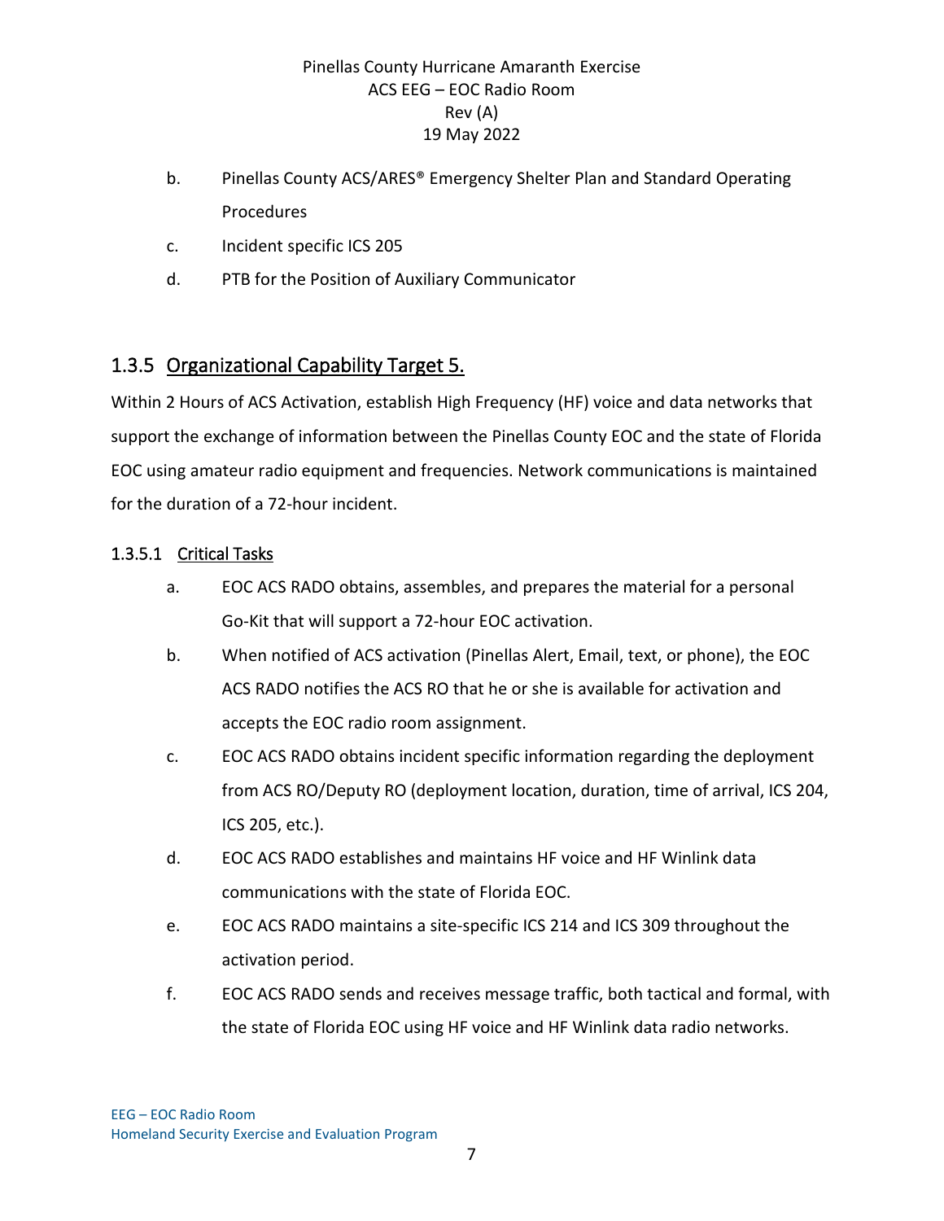b. Pinellas County ACS/ARES® Emergency Shelter Plan and Standard Operating Procedures

c. Incident specific ICS 205

d. PTB for the Position of Auxiliary Communicator

## 1.3.5 Organizational Capability Target 5.

Within 2 Hours of ACS Activation, establish High Frequency (HF) voice and data networks that support the exchange of information between the Pinellas County EOC and the state of Florida EOC using amateur radio equipment and frequencies. Network communications is maintained for the duration of a 72-hour incident.

### 1.3.5.1 Critical Tasks

a. EOC ACS RADO obtains, assembles, and prepares the material for a personal Go-Kit that will support a 72-hour EOC activation.

b. When notified of ACS activation (Pinellas Alert, Email, text, or phone), the EOC ACS RADO notifies the ACS RO that he or she is available for activation and accepts the EOC radio room assignment.

c. EOC ACS RADO obtains incident specific information regarding the deployment from ACS RO/Deputy RO (deployment location, duration, time of arrival, ICS 204, ICS 205, etc.).

d. EOC ACS RADO establishes and maintains HF voice and HF Winlink data communications with the state of Florida EOC.

e. EOC ACS RADO maintains a site-specific ICS 214 and ICS 309 throughout the activation period.

f. EOC ACS RADO sends and receives message traffic, both tactical and formal, with the state of Florida EOC using HF voice and HF Winlink data radio networks.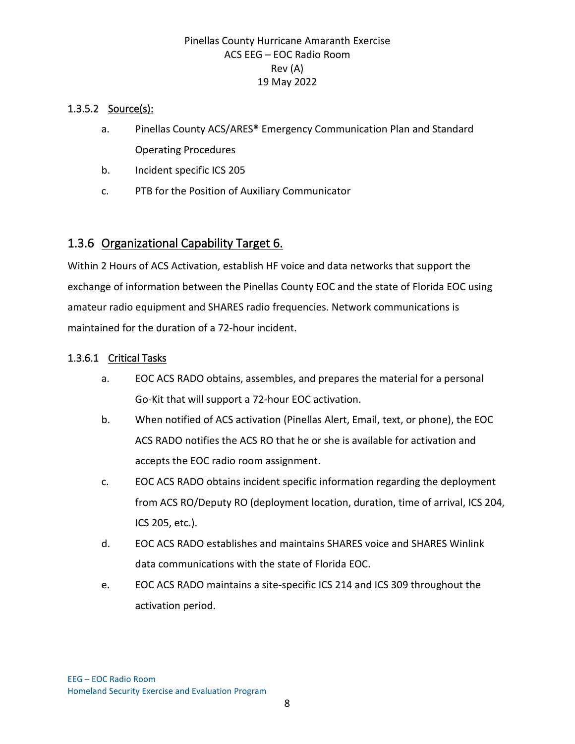#### 1.3.5.2 Source(s):

a. Pinellas County ACS/ARES® Emergency Communication Plan and Standard Operating Procedures

b. Incident specific ICS 205

c. PTB for the Position of Auxiliary Communicator

### 1.3.6 Organizational Capability Target 6.

Within 2 Hours of ACS Activation, establish HF voice and data networks that support the exchange of information between the Pinellas County EOC and the state of Florida EOC using amateur radio equipment and SHARES radio frequencies. Network communications is maintained for the duration of a 72-hour incident.

#### 1.3.6.1 Critical Tasks

a. EOC ACS RADO obtains, assembles, and prepares the material for a personal Go-Kit that will support a 72-hour EOC activation.

b. When notified of ACS activation (Pinellas Alert, Email, text, or phone), the EOC ACS RADO notifies the ACS RO that he or she is available for activation and accepts the EOC radio room assignment.

c. EOC ACS RADO obtains incident specific information regarding the deployment from ACS RO/Deputy RO (deployment location, duration, time of arrival, ICS 204, ICS 205, etc.).

d. EOC ACS RADO establishes and maintains SHARES voice and SHARES Winlink data communications with the state of Florida EOC.

e. EOC ACS RADO maintains a site-specific ICS 214 and ICS 309 throughout the activation period.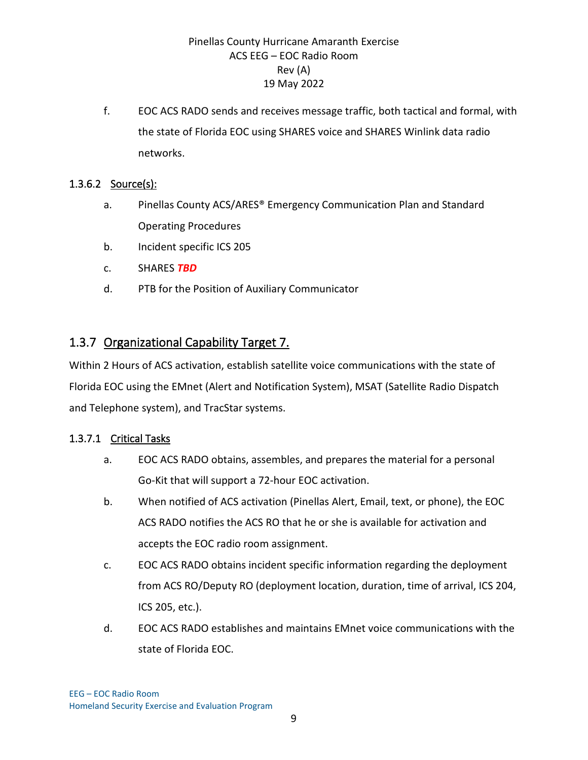f. EOC ACS RADO sends and receives message traffic, both tactical and formal, with the state of Florida EOC using SHARES voice and SHARES Winlink data radio networks.

#### 1.3.6.2 Source(s):

a. Pinellas County ACS/ARES® Emergency Communication Plan and Standard Operating Procedures

b. Incident specific ICS 205

c. SHARES ***TBD***

d. PTB for the Position of Auxiliary Communicator

### 1.3.7 Organizational Capability Target 7.

Within 2 Hours of ACS activation, establish satellite voice communications with the state of Florida EOC using the EMnet (Alert and Notification System), MSAT (Satellite Radio Dispatch and Telephone system), and TracStar systems.

#### 1.3.7.1 Critical Tasks

a. EOC ACS RADO obtains, assembles, and prepares the material for a personal Go-Kit that will support a 72-hour EOC activation.

b. When notified of ACS activation (Pinellas Alert, Email, text, or phone), the EOC ACS RADO notifies the ACS RO that he or she is available for activation and accepts the EOC radio room assignment.

c. EOC ACS RADO obtains incident specific information regarding the deployment from ACS RO/Deputy RO (deployment location, duration, time of arrival, ICS 204, ICS 205, etc.).

d. EOC ACS RADO establishes and maintains EMnet voice communications with the state of Florida EOC.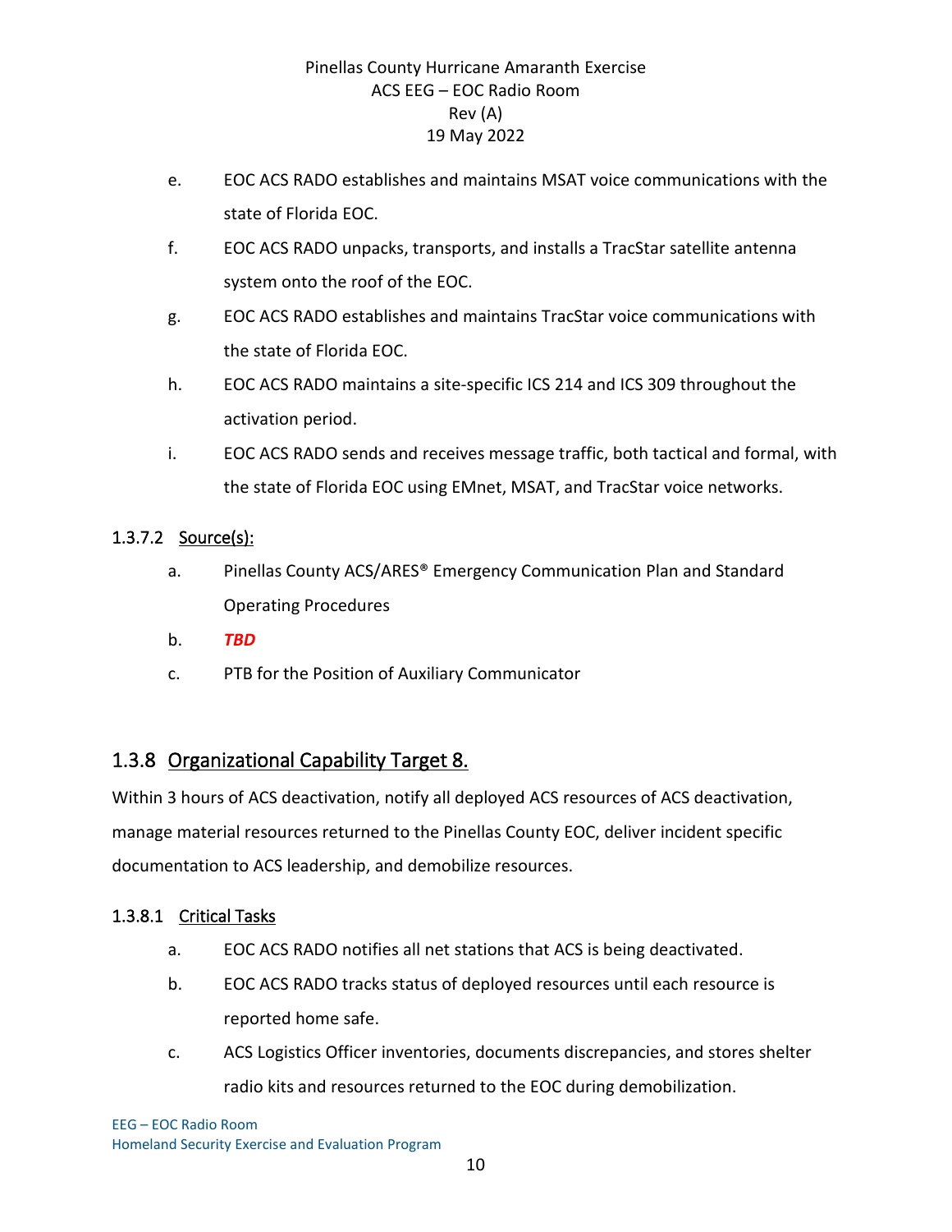e. EOC ACS RADO establishes and maintains MSAT voice communications with the state of Florida EOC.

f. EOC ACS RADO unpacks, transports, and installs a TracStar satellite antenna system onto the roof of the EOC.

g. EOC ACS RADO establishes and maintains TracStar voice communications with the state of Florida EOC.

h. EOC ACS RADO maintains a site-specific ICS 214 and ICS 309 throughout the activation period.

i. EOC ACS RADO sends and receives message traffic, both tactical and formal, with the state of Florida EOC using EMnet, MSAT, and TracStar voice networks.

#### 1.3.7.2 Source(s):

a. Pinellas County ACS/ARES® Emergency Communication Plan and Standard Operating Procedures

b. ***TBD***

c. PTB for the Position of Auxiliary Communicator

### 1.3.8 Organizational Capability Target 8.

Within 3 hours of ACS deactivation, notify all deployed ACS resources of ACS deactivation, manage material resources returned to the Pinellas County EOC, deliver incident specific documentation to ACS leadership, and demobilize resources.

#### 1.3.8.1 Critical Tasks

a. EOC ACS RADO notifies all net stations that ACS is being deactivated.

b. EOC ACS RADO tracks status of deployed resources until each resource is reported home safe.

c. ACS Logistics Officer inventories, documents discrepancies, and stores shelter radio kits and resources returned to the EOC during demobilization.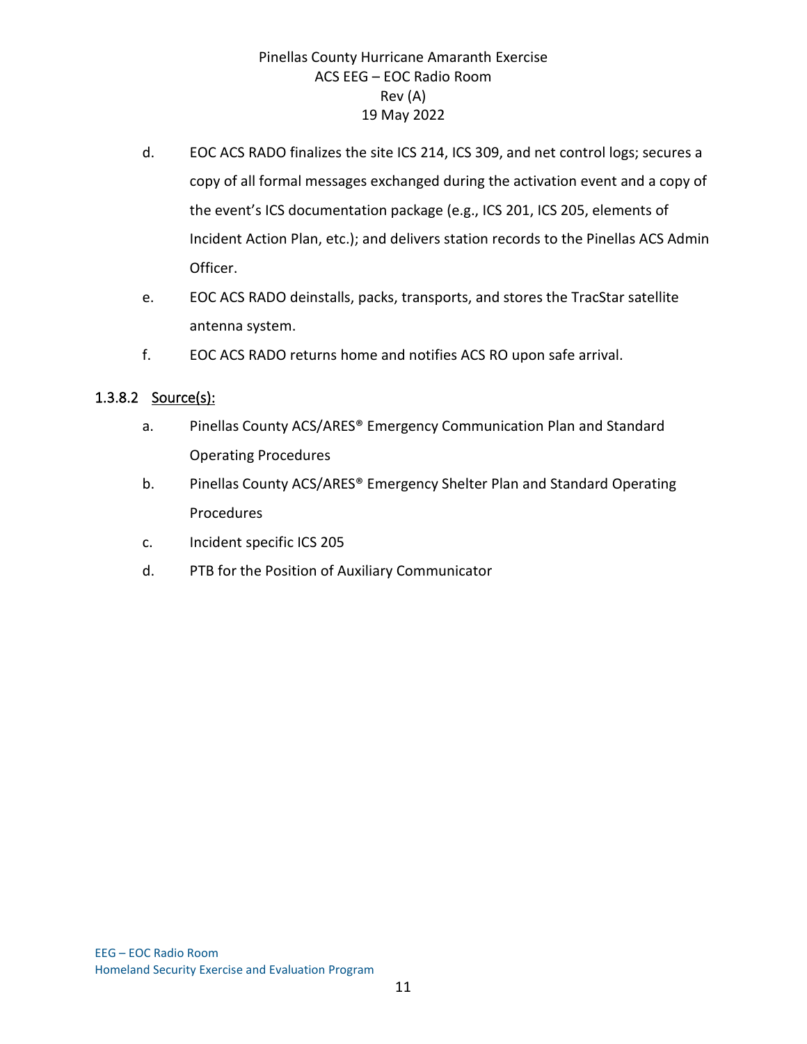d. EOC ACS RADO finalizes the site ICS 214, ICS 309, and net control logs; secures a copy of all formal messages exchanged during the activation event and a copy of the event's ICS documentation package (e.g., ICS 201, ICS 205, elements of Incident Action Plan, etc.); and delivers station records to the Pinellas ACS Admin Officer.

e. EOC ACS RADO deinstalls, packs, transports, and stores the TracStar satellite antenna system.

f. EOC ACS RADO returns home and notifies ACS RO upon safe arrival.

#### 1.3.8.2 Source(s):

a. Pinellas County ACS/ARES® Emergency Communication Plan and Standard Operating Procedures

b. Pinellas County ACS/ARES® Emergency Shelter Plan and Standard Operating Procedures

c. Incident specific ICS 205

d. PTB for the Position of Auxiliary Communicator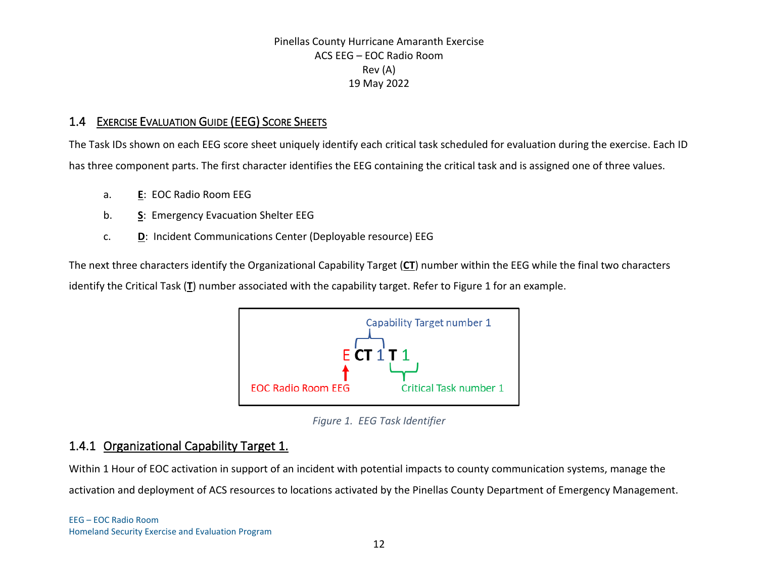## 1.4 EXERCISE EVALUATION GUIDE (EEG) SCORE SHEETS

The Task IDs shown on each EEG score sheet uniquely identify each critical task scheduled for evaluation during the exercise. Each ID has three component parts. The first character identifies the EEG containing the critical task and is assigned one of three values.

a. **E**: EOC Radio Room EEG

b. **S**: Emergency Evacuation Shelter EEG

c. **D**: Incident Communications Center (Deployable resource) EEG

The next three characters identify the Organizational Capability Target (**CT**) number within the EEG while the final two characters identify the Critical Task (**T**) number associated with the capability target. Refer to Figure 1 for an example.

Capability Target number 1

E **CT** 1 **T** 1

EOC Radio Room EEG — Critical Task number 1

*Figure 1. EEG Task Identifier*

### 1.4.1 Organizational Capability Target 1.

Within 1 Hour of EOC activation in support of an incident with potential impacts to county communication systems, manage the activation and deployment of ACS resources to locations activated by the Pinellas County Department of Emergency Management.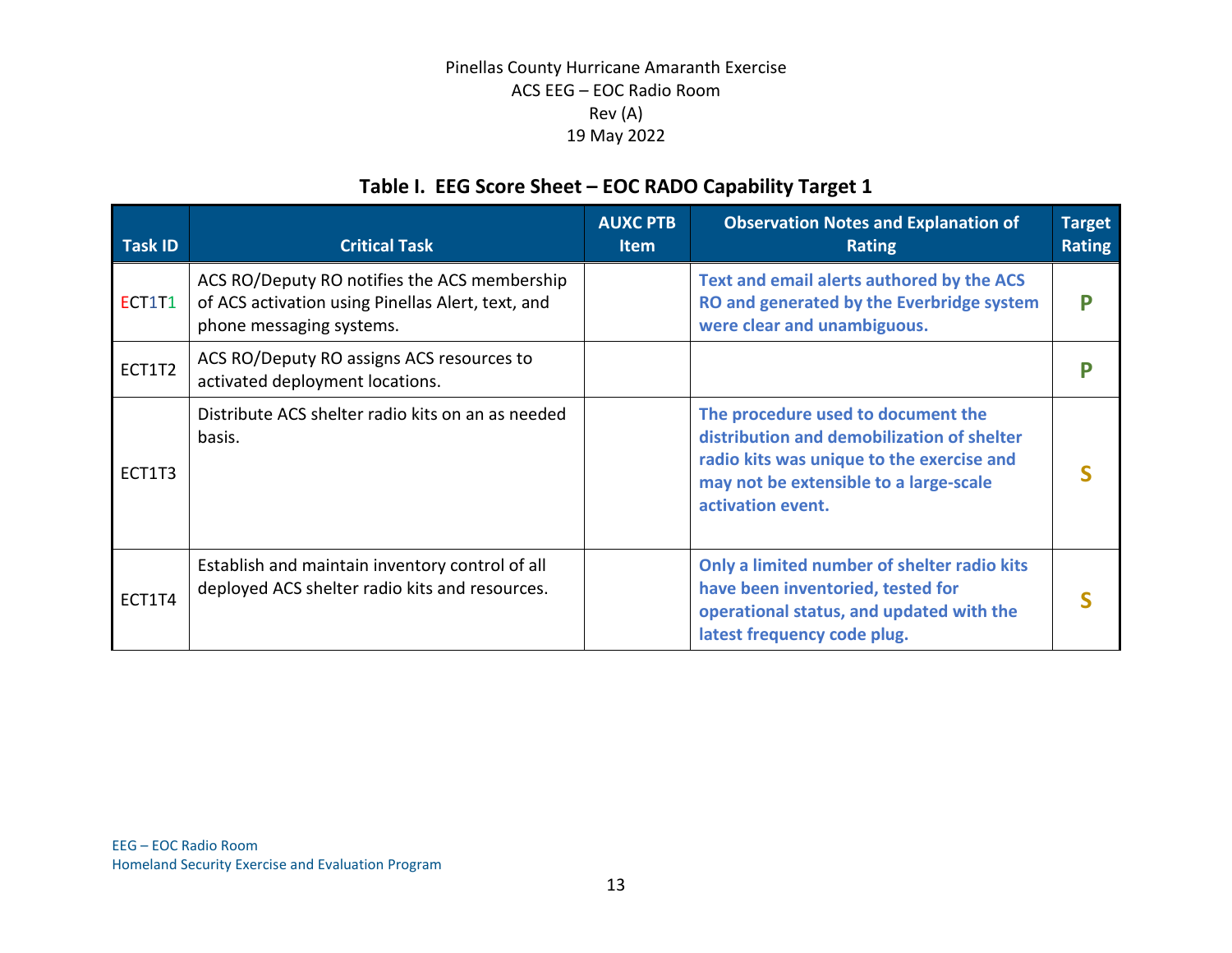Pinellas County Hurricane Amaranth Exercise
ACS EEG – EOC Radio Room
Rev (A)
19 May 2022

## Table I. EEG Score Sheet – EOC RADO Capability Target 1

| Task ID | Critical Task | AUXC PTB Item | Observation Notes and Explanation of Rating | Target Rating |
|---|---|---|---|---|
| ECT1T1 | ACS RO/Deputy RO notifies the ACS membership of ACS activation using Pinellas Alert, text, and phone messaging systems. | | **Text and email alerts authored by the ACS RO and generated by the Everbridge system were clear and unambiguous.** | **P** |
| ECT1T2 | ACS RO/Deputy RO assigns ACS resources to activated deployment locations. | | | **P** |
| ECT1T3 | Distribute ACS shelter radio kits on an as needed basis. | | **The procedure used to document the distribution and demobilization of shelter radio kits was unique to the exercise and may not be extensible to a large-scale activation event.** | **S** |
| ECT1T4 | Establish and maintain inventory control of all deployed ACS shelter radio kits and resources. | | **Only a limited number of shelter radio kits have been inventoried, tested for operational status, and updated with the latest frequency code plug.** | **S** |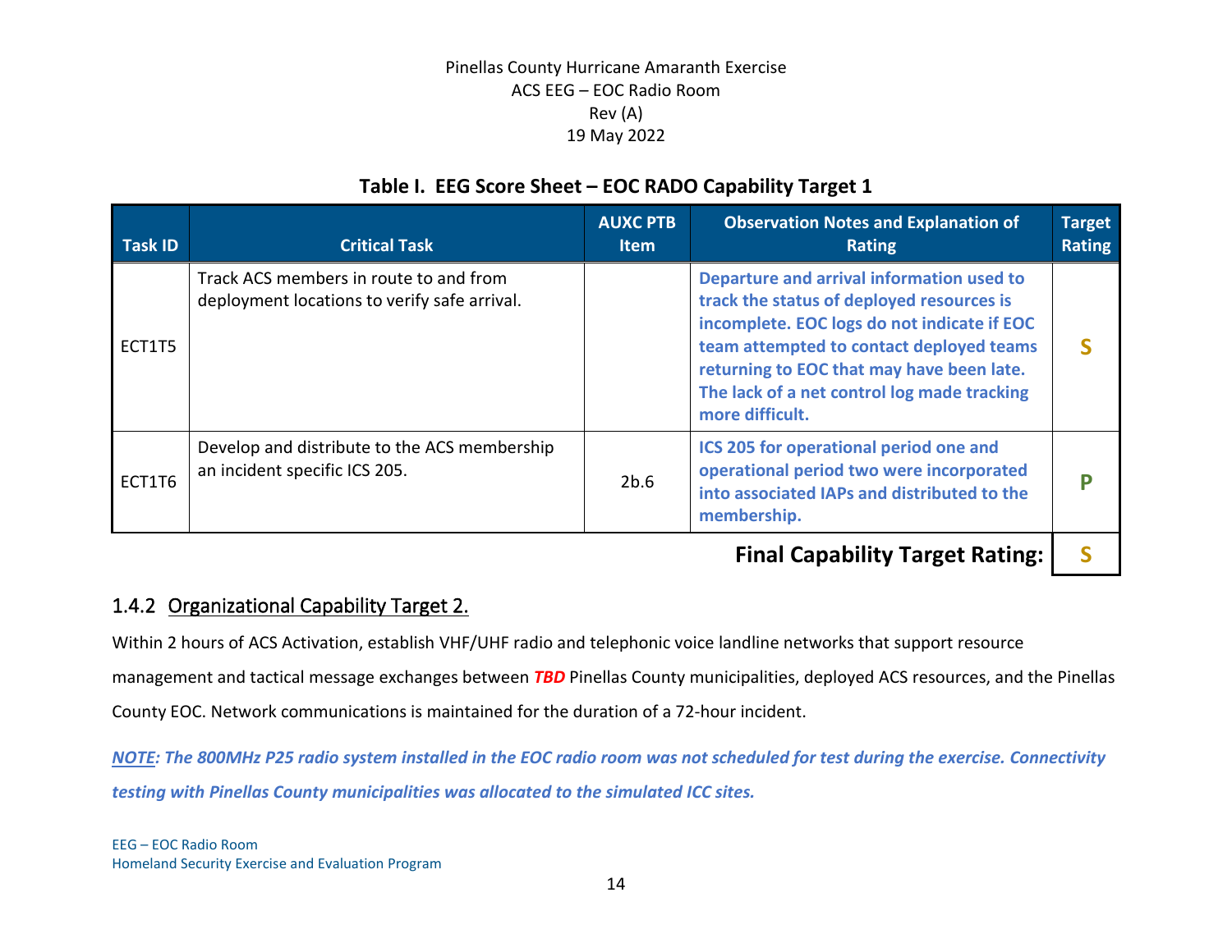**Table I. EEG Score Sheet – EOC RADO Capability Target 1**

| Task ID | Critical Task | AUXC PTB Item | Observation Notes and Explanation of Rating | Target Rating |
|---|---|---|---|---|
| ECT1T5 | Track ACS members in route to and from deployment locations to verify safe arrival. | | **Departure and arrival information used to track the status of deployed resources is incomplete. EOC logs do not indicate if EOC team attempted to contact deployed teams returning to EOC that may have been late. The lack of a net control log made tracking more difficult.** | **S** |
| ECT1T6 | Develop and distribute to the ACS membership an incident specific ICS 205. | 2b.6 | **ICS 205 for operational period one and operational period two were incorporated into associated IAPs and distributed to the membership.** | **P** |
| | | | **Final Capability Target Rating:** | **S** |

### 1.4.2 Organizational Capability Target 2.

Within 2 hours of ACS Activation, establish VHF/UHF radio and telephonic voice landline networks that support resource management and tactical message exchanges between ***TBD*** Pinellas County municipalities, deployed ACS resources, and the Pinellas County EOC. Network communications is maintained for the duration of a 72-hour incident.

***NOTE: The 800MHz P25 radio system installed in the EOC radio room was not scheduled for test during the exercise. Connectivity testing with Pinellas County municipalities was allocated to the simulated ICC sites.***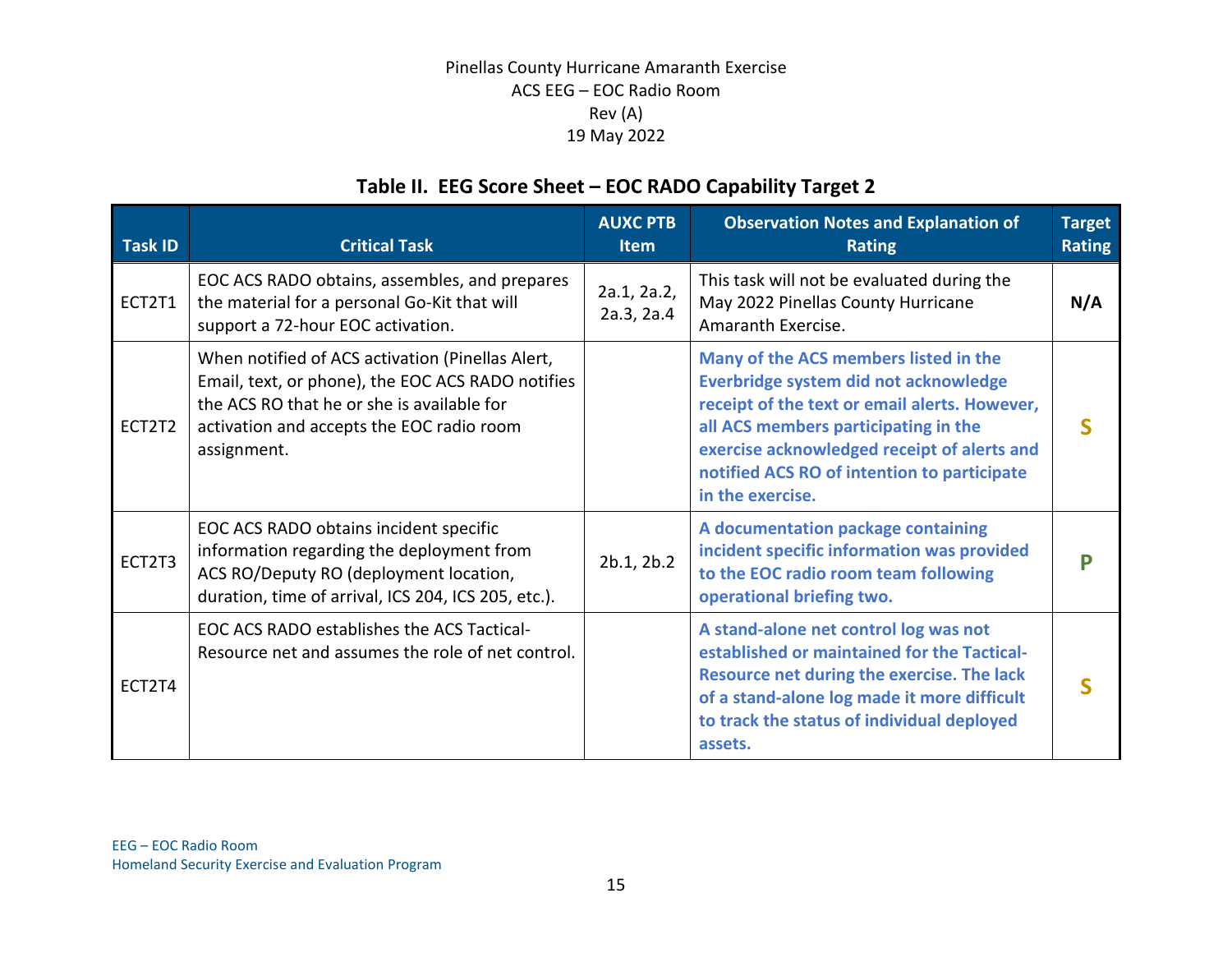## Table II. EEG Score Sheet – EOC RADO Capability Target 2

| Task ID | Critical Task | AUXC PTB Item | Observation Notes and Explanation of Rating | Target Rating |
|---|---|---|---|---|
| ECT2T1 | EOC ACS RADO obtains, assembles, and prepares the material for a personal Go-Kit that will support a 72-hour EOC activation. | 2a.1, 2a.2, 2a.3, 2a.4 | This task will not be evaluated during the May 2022 Pinellas County Hurricane Amaranth Exercise. | **N/A** |
| ECT2T2 | When notified of ACS activation (Pinellas Alert, Email, text, or phone), the EOC ACS RADO notifies the ACS RO that he or she is available for activation and accepts the EOC radio room assignment. | | **Many of the ACS members listed in the Everbridge system did not acknowledge receipt of the text or email alerts. However, all ACS members participating in the exercise acknowledged receipt of alerts and notified ACS RO of intention to participate in the exercise.** | **S** |
| ECT2T3 | EOC ACS RADO obtains incident specific information regarding the deployment from ACS RO/Deputy RO (deployment location, duration, time of arrival, ICS 204, ICS 205, etc.). | 2b.1, 2b.2 | **A documentation package containing incident specific information was provided to the EOC radio room team following operational briefing two.** | **P** |
| ECT2T4 | EOC ACS RADO establishes the ACS Tactical-Resource net and assumes the role of net control. | | **A stand-alone net control log was not established or maintained for the Tactical-Resource net during the exercise. The lack of a stand-alone log made it more difficult to track the status of individual deployed assets.** | **S** |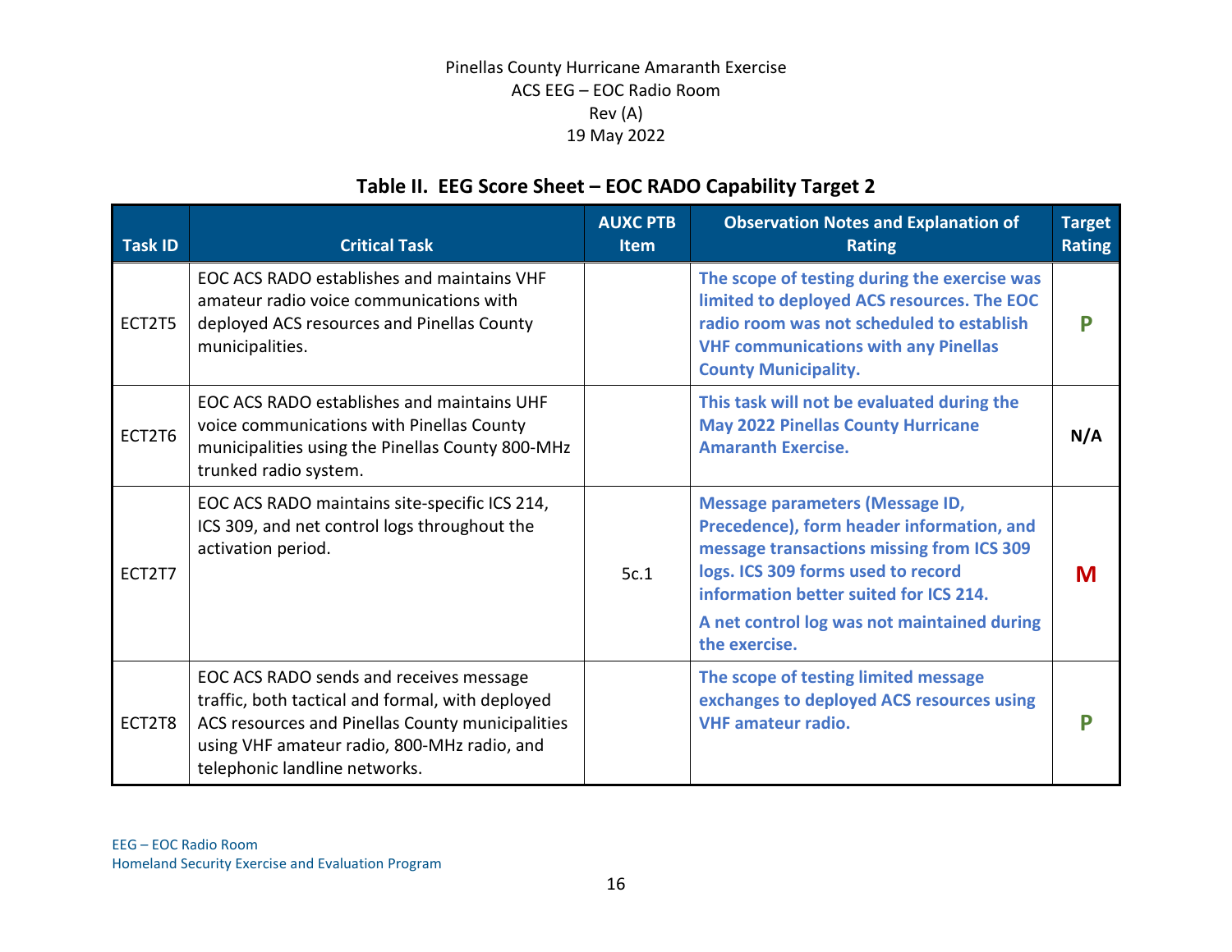## Table II. EEG Score Sheet – EOC RADO Capability Target 2

| Task ID | Critical Task | AUXC PTB Item | Observation Notes and Explanation of Rating | Target Rating |
|---|---|---|---|---|
| ECT2T5 | EOC ACS RADO establishes and maintains VHF amateur radio voice communications with deployed ACS resources and Pinellas County municipalities. | | **The scope of testing during the exercise was limited to deployed ACS resources. The EOC radio room was not scheduled to establish VHF communications with any Pinellas County Municipality.** | **P** |
| ECT2T6 | EOC ACS RADO establishes and maintains UHF voice communications with Pinellas County municipalities using the Pinellas County 800-MHz trunked radio system. | | **This task will not be evaluated during the May 2022 Pinellas County Hurricane Amaranth Exercise.** | **N/A** |
| ECT2T7 | EOC ACS RADO maintains site-specific ICS 214, ICS 309, and net control logs throughout the activation period. | 5c.1 | **Message parameters (Message ID, Precedence), form header information, and message transactions missing from ICS 309 logs. ICS 309 forms used to record information better suited for ICS 214.** **A net control log was not maintained during the exercise.** | **M** |
| ECT2T8 | EOC ACS RADO sends and receives message traffic, both tactical and formal, with deployed ACS resources and Pinellas County municipalities using VHF amateur radio, 800-MHz radio, and telephonic landline networks. | | **The scope of testing limited message exchanges to deployed ACS resources using VHF amateur radio.** | **P** |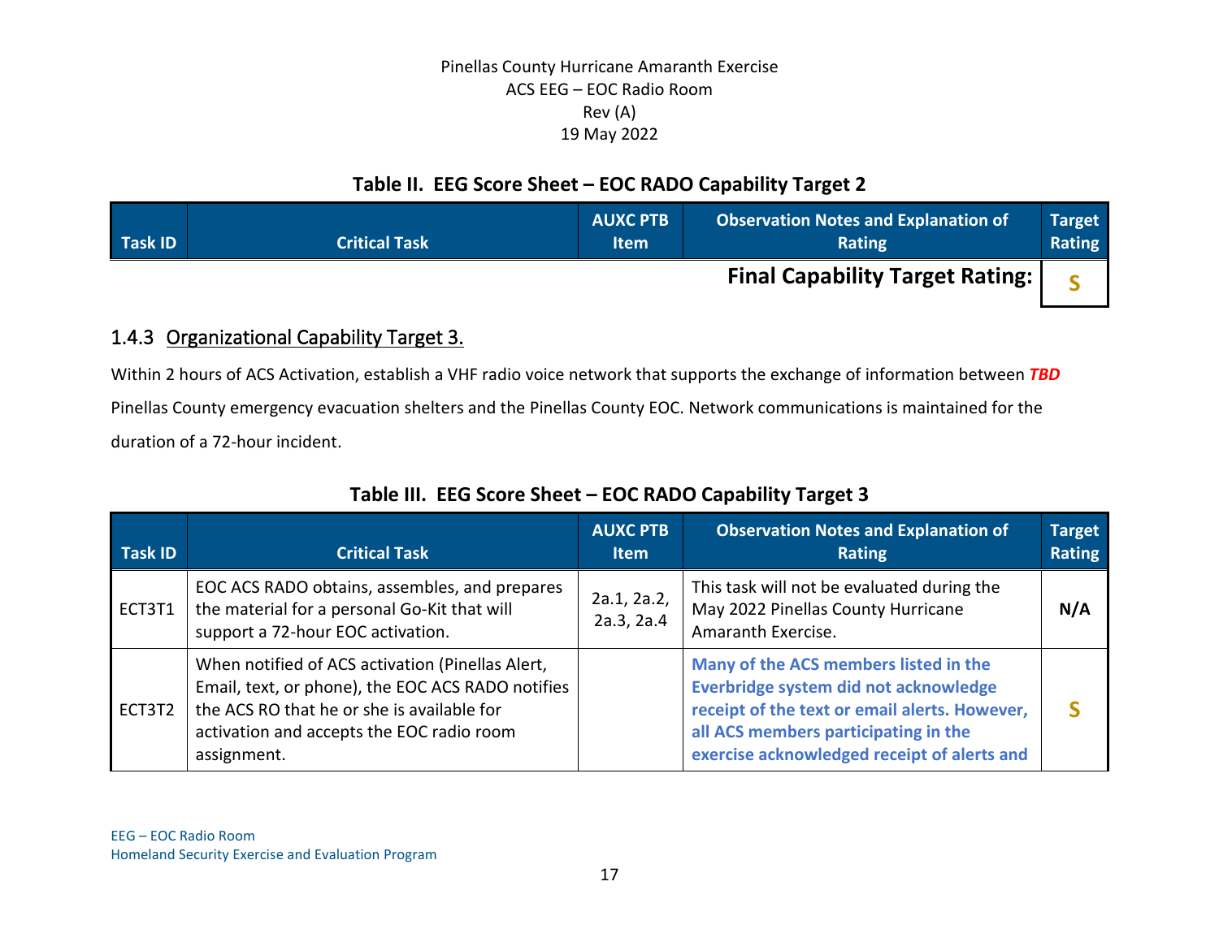**Table II. EEG Score Sheet – EOC RADO Capability Target 2**

| Task ID | Critical Task | AUXC PTB Item | Observation Notes and Explanation of Rating | Target Rating |
|---|---|---|---|---|
| | | | **Final Capability Target Rating:** | **S** |

### 1.4.3 Organizational Capability Target 3.

Within 2 hours of ACS Activation, establish a VHF radio voice network that supports the exchange of information between ***TBD*** Pinellas County emergency evacuation shelters and the Pinellas County EOC. Network communications is maintained for the duration of a 72-hour incident.

**Table III. EEG Score Sheet – EOC RADO Capability Target 3**

| Task ID | Critical Task | AUXC PTB Item | Observation Notes and Explanation of Rating | Target Rating |
|---|---|---|---|---|
| ECT3T1 | EOC ACS RADO obtains, assembles, and prepares the material for a personal Go-Kit that will support a 72-hour EOC activation. | 2a.1, 2a.2, 2a.3, 2a.4 | This task will not be evaluated during the May 2022 Pinellas County Hurricane Amaranth Exercise. | **N/A** |
| ECT3T2 | When notified of ACS activation (Pinellas Alert, Email, text, or phone), the EOC ACS RADO notifies the ACS RO that he or she is available for activation and accepts the EOC radio room assignment. | | **Many of the ACS members listed in the Everbridge system did not acknowledge receipt of the text or email alerts. However, all ACS members participating in the exercise acknowledged receipt of alerts and** | **S** |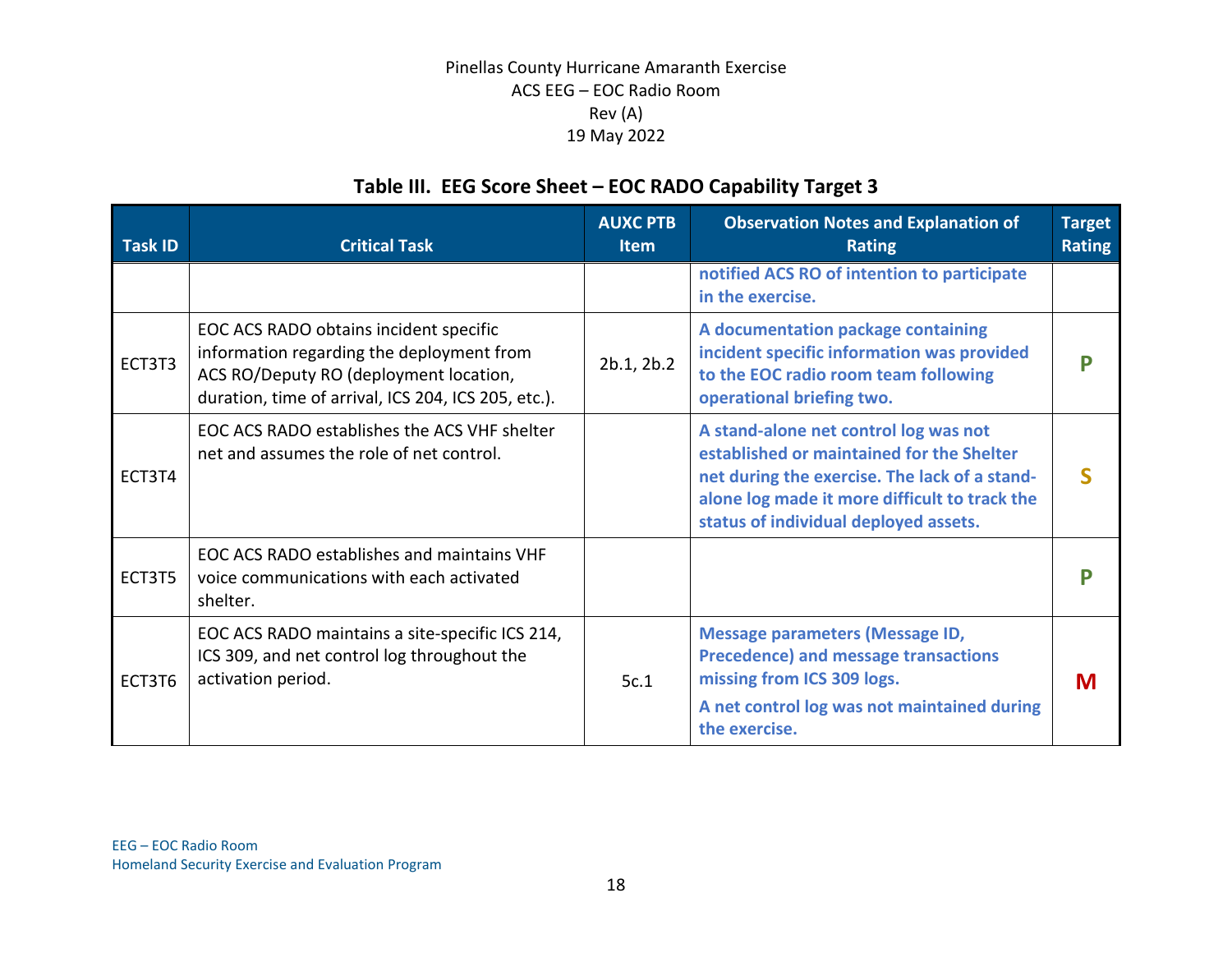### Table III. EEG Score Sheet – EOC RADO Capability Target 3

| Task ID | Critical Task | AUXC PTB Item | Observation Notes and Explanation of Rating | Target Rating |
|---|---|---|---|---|
| | | | **notified ACS RO of intention to participate in the exercise.** | |
| ECT3T3 | EOC ACS RADO obtains incident specific information regarding the deployment from ACS RO/Deputy RO (deployment location, duration, time of arrival, ICS 204, ICS 205, etc.). | 2b.1, 2b.2 | **A documentation package containing incident specific information was provided to the EOC radio room team following operational briefing two.** | **P** |
| ECT3T4 | EOC ACS RADO establishes the ACS VHF shelter net and assumes the role of net control. | | **A stand-alone net control log was not established or maintained for the Shelter net during the exercise. The lack of a stand-alone log made it more difficult to track the status of individual deployed assets.** | **S** |
| ECT3T5 | EOC ACS RADO establishes and maintains VHF voice communications with each activated shelter. | | | **P** |
| ECT3T6 | EOC ACS RADO maintains a site-specific ICS 214, ICS 309, and net control log throughout the activation period. | 5c.1 | **Message parameters (Message ID, Precedence) and message transactions missing from ICS 309 logs.** **A net control log was not maintained during the exercise.** | **M** |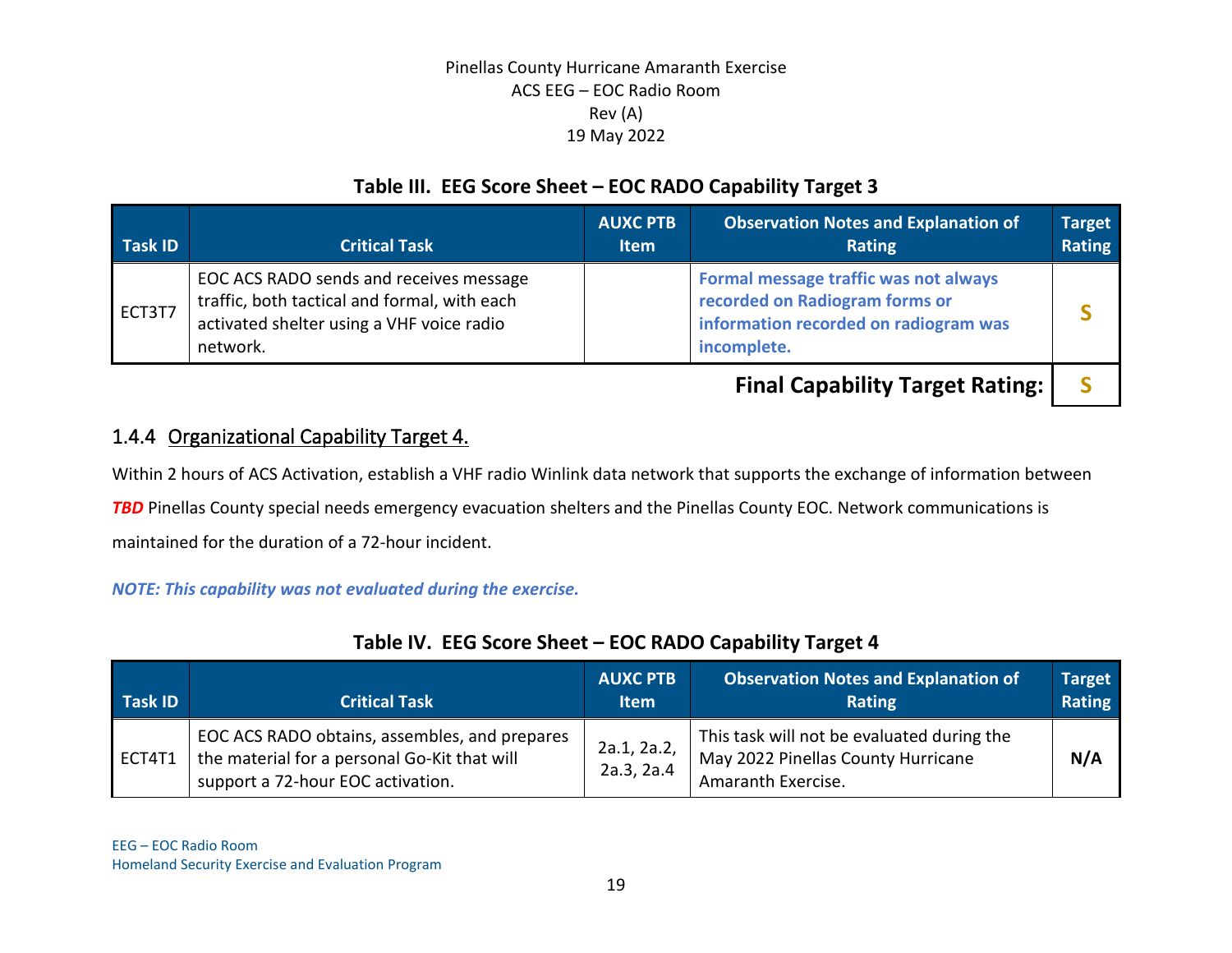**Table III. EEG Score Sheet – EOC RADO Capability Target 3**

| Task ID | Critical Task | AUXC PTB Item | Observation Notes and Explanation of Rating | Target Rating |
|---|---|---|---|---|
| ECT3T7 | EOC ACS RADO sends and receives message traffic, both tactical and formal, with each activated shelter using a VHF voice radio network. | | **Formal message traffic was not always recorded on Radiogram forms or information recorded on radiogram was incomplete.** | **S** |
| | | | **Final Capability Target Rating:** | **S** |

### 1.4.4 Organizational Capability Target 4.

Within 2 hours of ACS Activation, establish a VHF radio Winlink data network that supports the exchange of information between ***TBD*** Pinellas County special needs emergency evacuation shelters and the Pinellas County EOC. Network communications is maintained for the duration of a 72-hour incident.

***NOTE: This capability was not evaluated during the exercise.***

**Table IV. EEG Score Sheet – EOC RADO Capability Target 4**

| Task ID | Critical Task | AUXC PTB Item | Observation Notes and Explanation of Rating | Target Rating |
|---|---|---|---|---|
| ECT4T1 | EOC ACS RADO obtains, assembles, and prepares the material for a personal Go-Kit that will support a 72-hour EOC activation. | 2a.1, 2a.2, 2a.3, 2a.4 | This task will not be evaluated during the May 2022 Pinellas County Hurricane Amaranth Exercise. | **N/A** |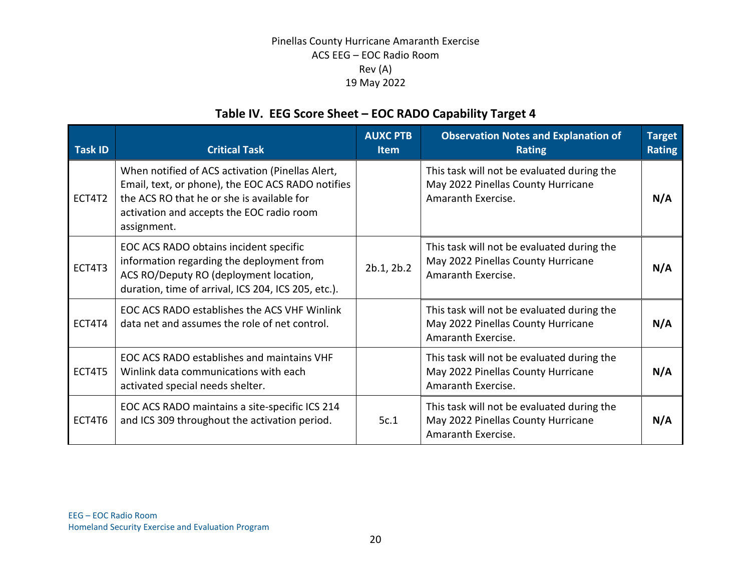### Table IV. EEG Score Sheet – EOC RADO Capability Target 4

| Task ID | Critical Task | AUXC PTB Item | Observation Notes and Explanation of Rating | Target Rating |
|---|---|---|---|---|
| ECT4T2 | When notified of ACS activation (Pinellas Alert, Email, text, or phone), the EOC ACS RADO notifies the ACS RO that he or she is available for activation and accepts the EOC radio room assignment. | | This task will not be evaluated during the May 2022 Pinellas County Hurricane Amaranth Exercise. | **N/A** |
| ECT4T3 | EOC ACS RADO obtains incident specific information regarding the deployment from ACS RO/Deputy RO (deployment location, duration, time of arrival, ICS 204, ICS 205, etc.). | 2b.1, 2b.2 | This task will not be evaluated during the May 2022 Pinellas County Hurricane Amaranth Exercise. | **N/A** |
| ECT4T4 | EOC ACS RADO establishes the ACS VHF Winlink data net and assumes the role of net control. | | This task will not be evaluated during the May 2022 Pinellas County Hurricane Amaranth Exercise. | **N/A** |
| ECT4T5 | EOC ACS RADO establishes and maintains VHF Winlink data communications with each activated special needs shelter. | | This task will not be evaluated during the May 2022 Pinellas County Hurricane Amaranth Exercise. | **N/A** |
| ECT4T6 | EOC ACS RADO maintains a site-specific ICS 214 and ICS 309 throughout the activation period. | 5c.1 | This task will not be evaluated during the May 2022 Pinellas County Hurricane Amaranth Exercise. | **N/A** |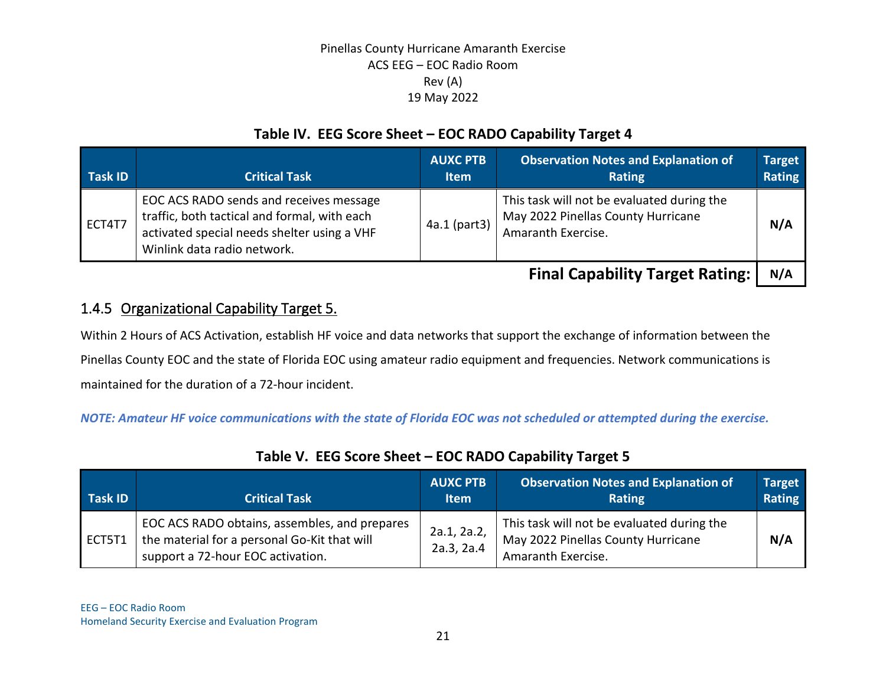**Table IV. EEG Score Sheet – EOC RADO Capability Target 4**

| Task ID | Critical Task | AUXC PTB Item | Observation Notes and Explanation of Rating | Target Rating |
|---|---|---|---|---|
| ECT4T7 | EOC ACS RADO sends and receives message traffic, both tactical and formal, with each activated special needs shelter using a VHF Winlink data radio network. | 4a.1 (part3) | This task will not be evaluated during the May 2022 Pinellas County Hurricane Amaranth Exercise. | **N/A** |
| | | | **Final Capability Target Rating:** | **N/A** |

### 1.4.5 Organizational Capability Target 5.

Within 2 Hours of ACS Activation, establish HF voice and data networks that support the exchange of information between the Pinellas County EOC and the state of Florida EOC using amateur radio equipment and frequencies. Network communications is maintained for the duration of a 72-hour incident.

***NOTE: Amateur HF voice communications with the state of Florida EOC was not scheduled or attempted during the exercise.***

**Table V. EEG Score Sheet – EOC RADO Capability Target 5**

| Task ID | Critical Task | AUXC PTB Item | Observation Notes and Explanation of Rating | Target Rating |
|---|---|---|---|---|
| ECT5T1 | EOC ACS RADO obtains, assembles, and prepares the material for a personal Go-Kit that will support a 72-hour EOC activation. | 2a.1, 2a.2, 2a.3, 2a.4 | This task will not be evaluated during the May 2022 Pinellas County Hurricane Amaranth Exercise. | **N/A** |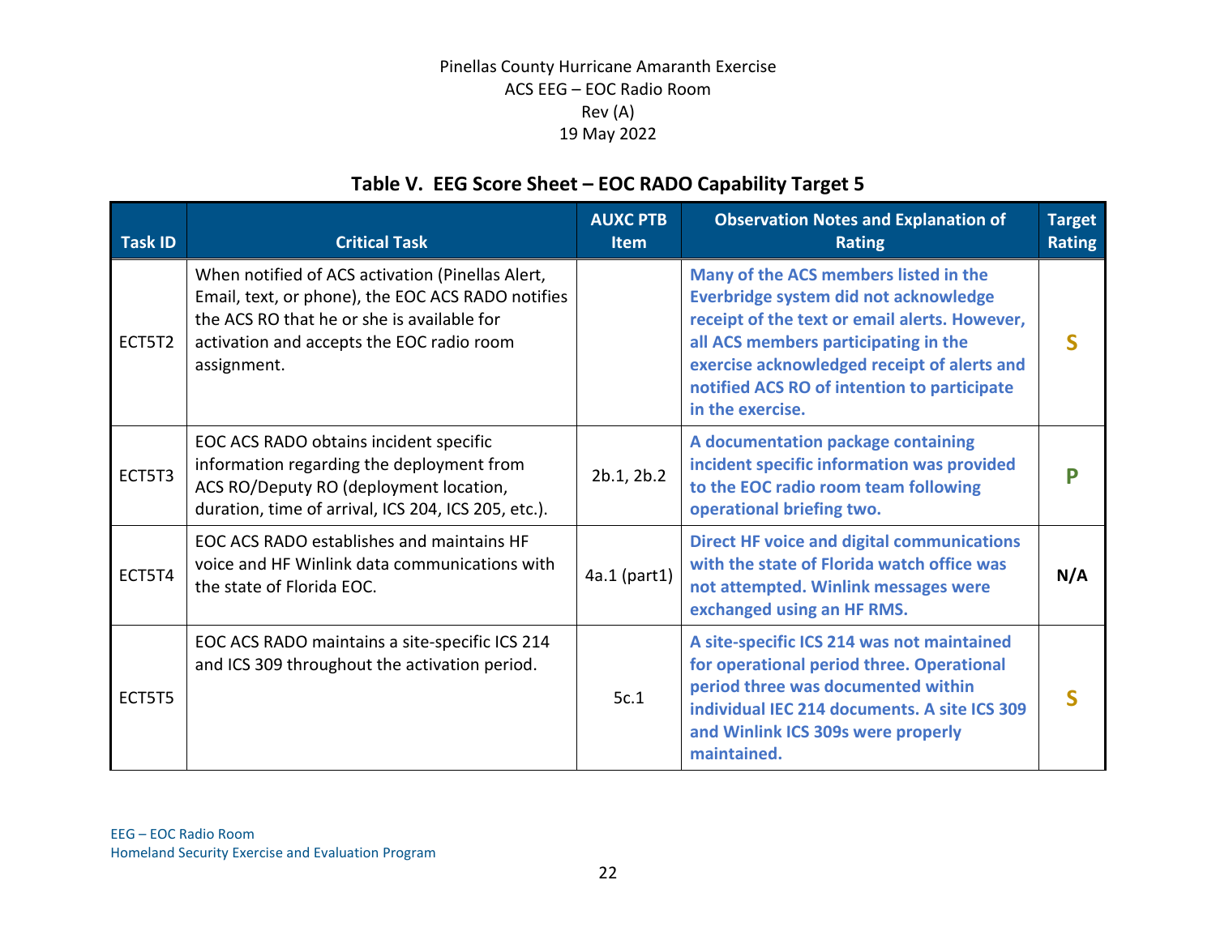### Table V. EEG Score Sheet – EOC RADO Capability Target 5

| Task ID | Critical Task | AUXC PTB Item | Observation Notes and Explanation of Rating | Target Rating |
|---|---|---|---|---|
| ECT5T2 | When notified of ACS activation (Pinellas Alert, Email, text, or phone), the EOC ACS RADO notifies the ACS RO that he or she is available for activation and accepts the EOC radio room assignment. | | **Many of the ACS members listed in the Everbridge system did not acknowledge receipt of the text or email alerts. However, all ACS members participating in the exercise acknowledged receipt of alerts and notified ACS RO of intention to participate in the exercise.** | **S** |
| ECT5T3 | EOC ACS RADO obtains incident specific information regarding the deployment from ACS RO/Deputy RO (deployment location, duration, time of arrival, ICS 204, ICS 205, etc.). | 2b.1, 2b.2 | **A documentation package containing incident specific information was provided to the EOC radio room team following operational briefing two.** | **P** |
| ECT5T4 | EOC ACS RADO establishes and maintains HF voice and HF Winlink data communications with the state of Florida EOC. | 4a.1 (part1) | **Direct HF voice and digital communications with the state of Florida watch office was not attempted. Winlink messages were exchanged using an HF RMS.** | **N/A** |
| ECT5T5 | EOC ACS RADO maintains a site-specific ICS 214 and ICS 309 throughout the activation period. | 5c.1 | **A site-specific ICS 214 was not maintained for operational period three. Operational period three was documented within individual IEC 214 documents. A site ICS 309 and Winlink ICS 309s were properly maintained.** | **S** |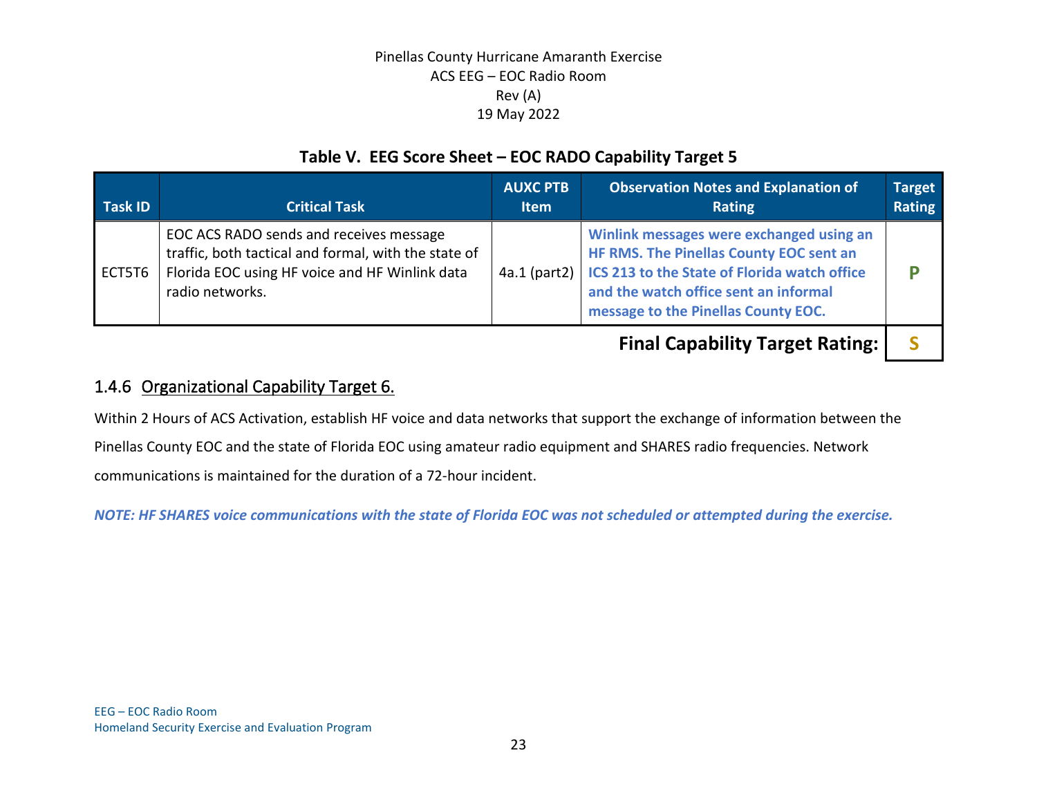**Table V. EEG Score Sheet – EOC RADO Capability Target 5**

| Task ID | Critical Task | AUXC PTB Item | Observation Notes and Explanation of Rating | Target Rating |
|---|---|---|---|---|
| ECT5T6 | EOC ACS RADO sends and receives message traffic, both tactical and formal, with the state of Florida EOC using HF voice and HF Winlink data radio networks. | 4a.1 (part2) | **Winlink messages were exchanged using an HF RMS. The Pinellas County EOC sent an ICS 213 to the State of Florida watch office and the watch office sent an informal message to the Pinellas County EOC.** | **P** |
| | | | **Final Capability Target Rating:** | **S** |

### 1.4.6 Organizational Capability Target 6.

Within 2 Hours of ACS Activation, establish HF voice and data networks that support the exchange of information between the Pinellas County EOC and the state of Florida EOC using amateur radio equipment and SHARES radio frequencies. Network communications is maintained for the duration of a 72-hour incident.

***NOTE: HF SHARES voice communications with the state of Florida EOC was not scheduled or attempted during the exercise.***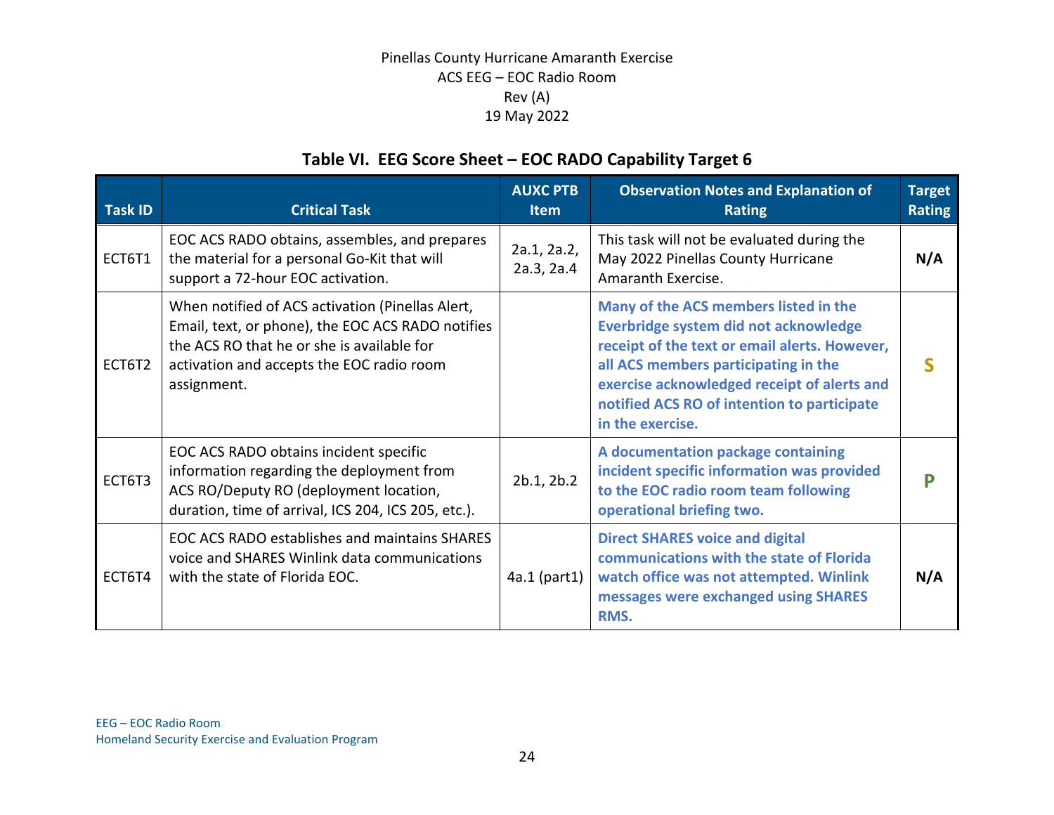## Table VI. EEG Score Sheet – EOC RADO Capability Target 6

| Task ID | Critical Task | AUXC PTB Item | Observation Notes and Explanation of Rating | Target Rating |
|---|---|---|---|---|
| ECT6T1 | EOC ACS RADO obtains, assembles, and prepares the material for a personal Go-Kit that will support a 72-hour EOC activation. | 2a.1, 2a.2, 2a.3, 2a.4 | This task will not be evaluated during the May 2022 Pinellas County Hurricane Amaranth Exercise. | **N/A** |
| ECT6T2 | When notified of ACS activation (Pinellas Alert, Email, text, or phone), the EOC ACS RADO notifies the ACS RO that he or she is available for activation and accepts the EOC radio room assignment. | | **Many of the ACS members listed in the Everbridge system did not acknowledge receipt of the text or email alerts. However, all ACS members participating in the exercise acknowledged receipt of alerts and notified ACS RO of intention to participate in the exercise.** | **S** |
| ECT6T3 | EOC ACS RADO obtains incident specific information regarding the deployment from ACS RO/Deputy RO (deployment location, duration, time of arrival, ICS 204, ICS 205, etc.). | 2b.1, 2b.2 | **A documentation package containing incident specific information was provided to the EOC radio room team following operational briefing two.** | **P** |
| ECT6T4 | EOC ACS RADO establishes and maintains SHARES voice and SHARES Winlink data communications with the state of Florida EOC. | 4a.1 (part1) | **Direct SHARES voice and digital communications with the state of Florida watch office was not attempted. Winlink messages were exchanged using SHARES RMS.** | **N/A** |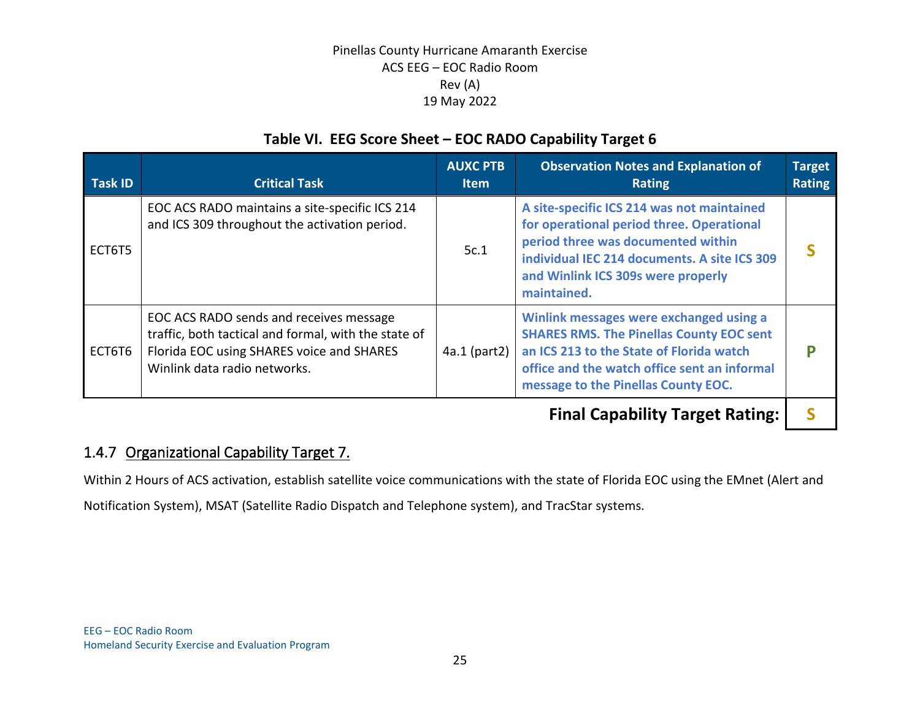**Table VI. EEG Score Sheet – EOC RADO Capability Target 6**

| Task ID | Critical Task | AUXC PTB Item | Observation Notes and Explanation of Rating | Target Rating |
|---|---|---|---|---|
| ECT6T5 | EOC ACS RADO maintains a site-specific ICS 214 and ICS 309 throughout the activation period. | 5c.1 | **A site-specific ICS 214 was not maintained for operational period three. Operational period three was documented within individual IEC 214 documents. A site ICS 309 and Winlink ICS 309s were properly maintained.** | **S** |
| ECT6T6 | EOC ACS RADO sends and receives message traffic, both tactical and formal, with the state of Florida EOC using SHARES voice and SHARES Winlink data radio networks. | 4a.1 (part2) | **Winlink messages were exchanged using a SHARES RMS. The Pinellas County EOC sent an ICS 213 to the State of Florida watch office and the watch office sent an informal message to the Pinellas County EOC.** | **P** |
| | | | **Final Capability Target Rating:** | **S** |

### 1.4.7 Organizational Capability Target 7.

Within 2 Hours of ACS activation, establish satellite voice communications with the state of Florida EOC using the EMnet (Alert and Notification System), MSAT (Satellite Radio Dispatch and Telephone system), and TracStar systems.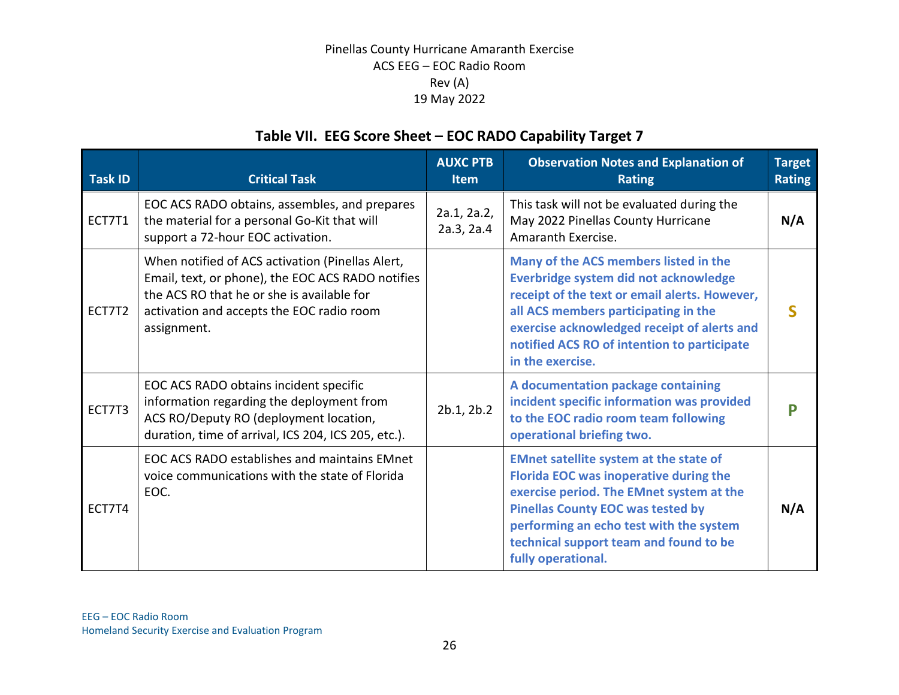## Table VII. EEG Score Sheet – EOC RADO Capability Target 7

| Task ID | Critical Task | AUXC PTB Item | Observation Notes and Explanation of Rating | Target Rating |
|---|---|---|---|---|
| ECT7T1 | EOC ACS RADO obtains, assembles, and prepares the material for a personal Go-Kit that will support a 72-hour EOC activation. | 2a.1, 2a.2, 2a.3, 2a.4 | This task will not be evaluated during the May 2022 Pinellas County Hurricane Amaranth Exercise. | **N/A** |
| ECT7T2 | When notified of ACS activation (Pinellas Alert, Email, text, or phone), the EOC ACS RADO notifies the ACS RO that he or she is available for activation and accepts the EOC radio room assignment. | | **Many of the ACS members listed in the Everbridge system did not acknowledge receipt of the text or email alerts. However, all ACS members participating in the exercise acknowledged receipt of alerts and notified ACS RO of intention to participate in the exercise.** | **S** |
| ECT7T3 | EOC ACS RADO obtains incident specific information regarding the deployment from ACS RO/Deputy RO (deployment location, duration, time of arrival, ICS 204, ICS 205, etc.). | 2b.1, 2b.2 | **A documentation package containing incident specific information was provided to the EOC radio room team following operational briefing two.** | **P** |
| ECT7T4 | EOC ACS RADO establishes and maintains EMnet voice communications with the state of Florida EOC. | | **EMnet satellite system at the state of Florida EOC was inoperative during the exercise period. The EMnet system at the Pinellas County EOC was tested by performing an echo test with the system technical support team and found to be fully operational.** | **N/A** |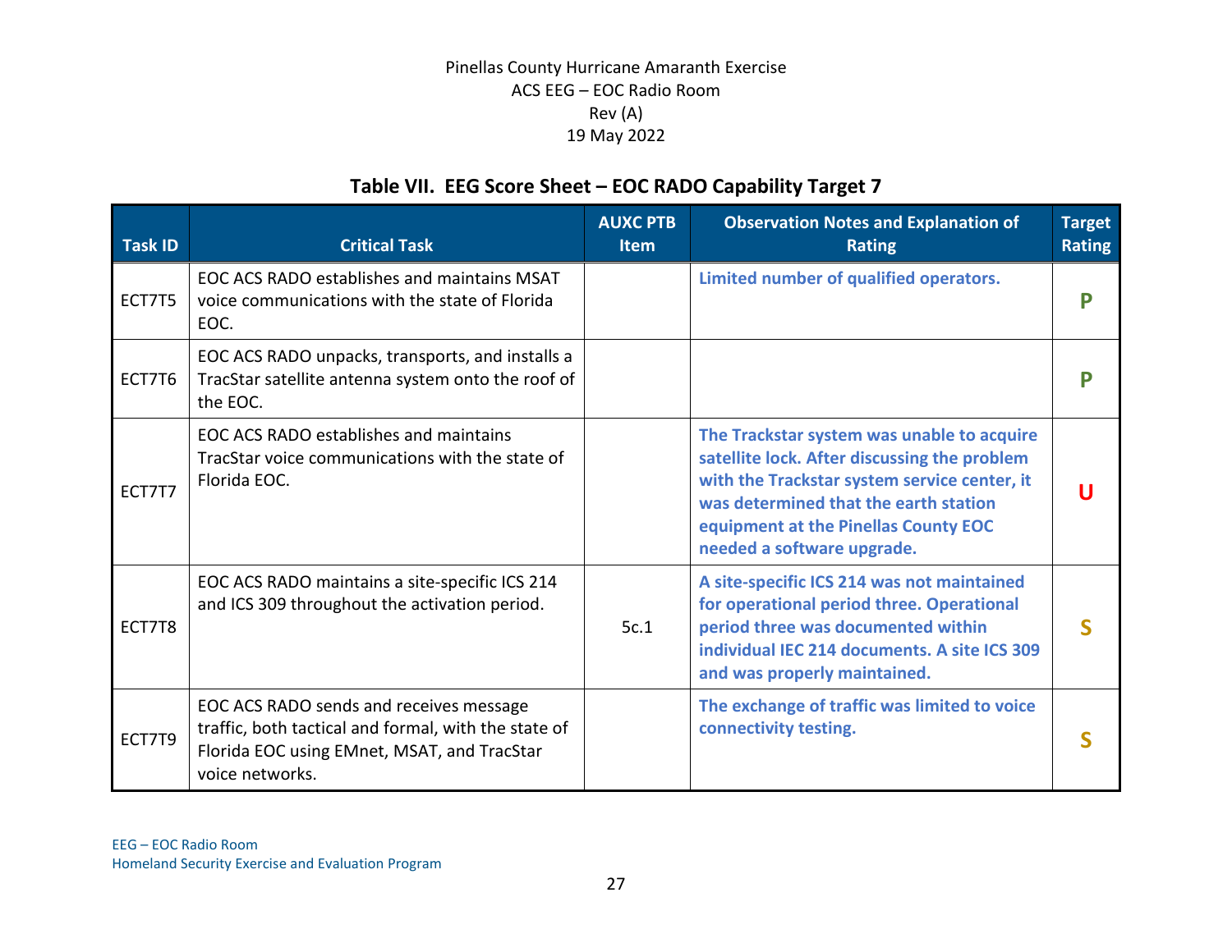## Table VII. EEG Score Sheet – EOC RADO Capability Target 7

| Task ID | Critical Task | AUXC PTB Item | Observation Notes and Explanation of Rating | Target Rating |
|---|---|---|---|---|
| ECT7T5 | EOC ACS RADO establishes and maintains MSAT voice communications with the state of Florida EOC. | | **Limited number of qualified operators.** | **P** |
| ECT7T6 | EOC ACS RADO unpacks, transports, and installs a TracStar satellite antenna system onto the roof of the EOC. | | | **P** |
| ECT7T7 | EOC ACS RADO establishes and maintains TracStar voice communications with the state of Florida EOC. | | **The Trackstar system was unable to acquire satellite lock. After discussing the problem with the Trackstar system service center, it was determined that the earth station equipment at the Pinellas County EOC needed a software upgrade.** | **U** |
| ECT7T8 | EOC ACS RADO maintains a site-specific ICS 214 and ICS 309 throughout the activation period. | 5c.1 | **A site-specific ICS 214 was not maintained for operational period three. Operational period three was documented within individual IEC 214 documents. A site ICS 309 and was properly maintained.** | **S** |
| ECT7T9 | EOC ACS RADO sends and receives message traffic, both tactical and formal, with the state of Florida EOC using EMnet, MSAT, and TracStar voice networks. | | **The exchange of traffic was limited to voice connectivity testing.** | **S** |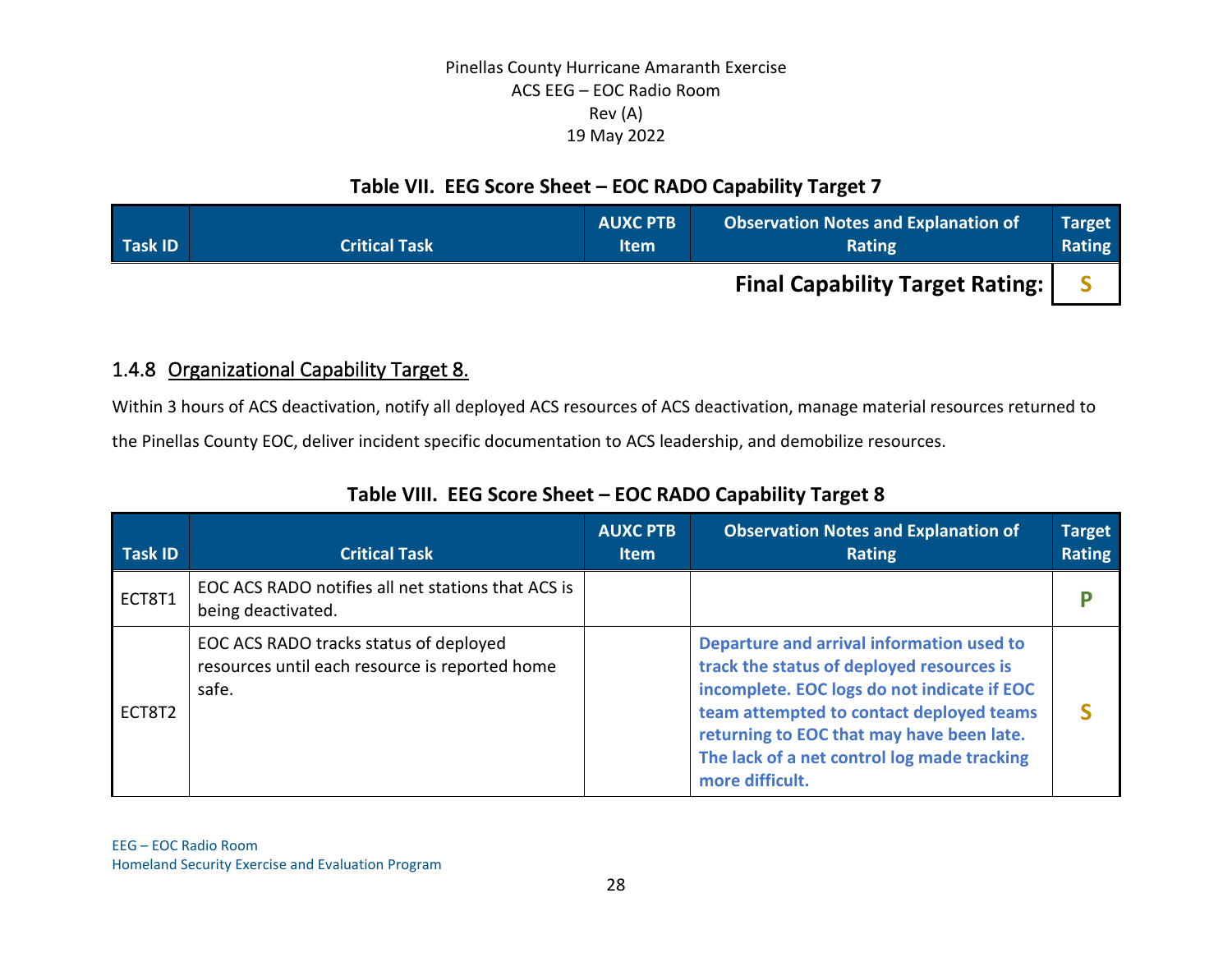### Table VII. EEG Score Sheet – EOC RADO Capability Target 7

| Task ID | Critical Task | AUXC PTB Item | Observation Notes and Explanation of Rating | Target Rating |
|---|---|---|---|---|
| | | | **Final Capability Target Rating:** | **S** |

### 1.4.8 Organizational Capability Target 8.

Within 3 hours of ACS deactivation, notify all deployed ACS resources of ACS deactivation, manage material resources returned to the Pinellas County EOC, deliver incident specific documentation to ACS leadership, and demobilize resources.

### Table VIII. EEG Score Sheet – EOC RADO Capability Target 8

| Task ID | Critical Task | AUXC PTB Item | Observation Notes and Explanation of Rating | Target Rating |
|---|---|---|---|---|
| ECT8T1 | EOC ACS RADO notifies all net stations that ACS is being deactivated. | | | **P** |
| ECT8T2 | EOC ACS RADO tracks status of deployed resources until each resource is reported home safe. | | **Departure and arrival information used to track the status of deployed resources is incomplete. EOC logs do not indicate if EOC team attempted to contact deployed teams returning to EOC that may have been late. The lack of a net control log made tracking more difficult.** | **S** |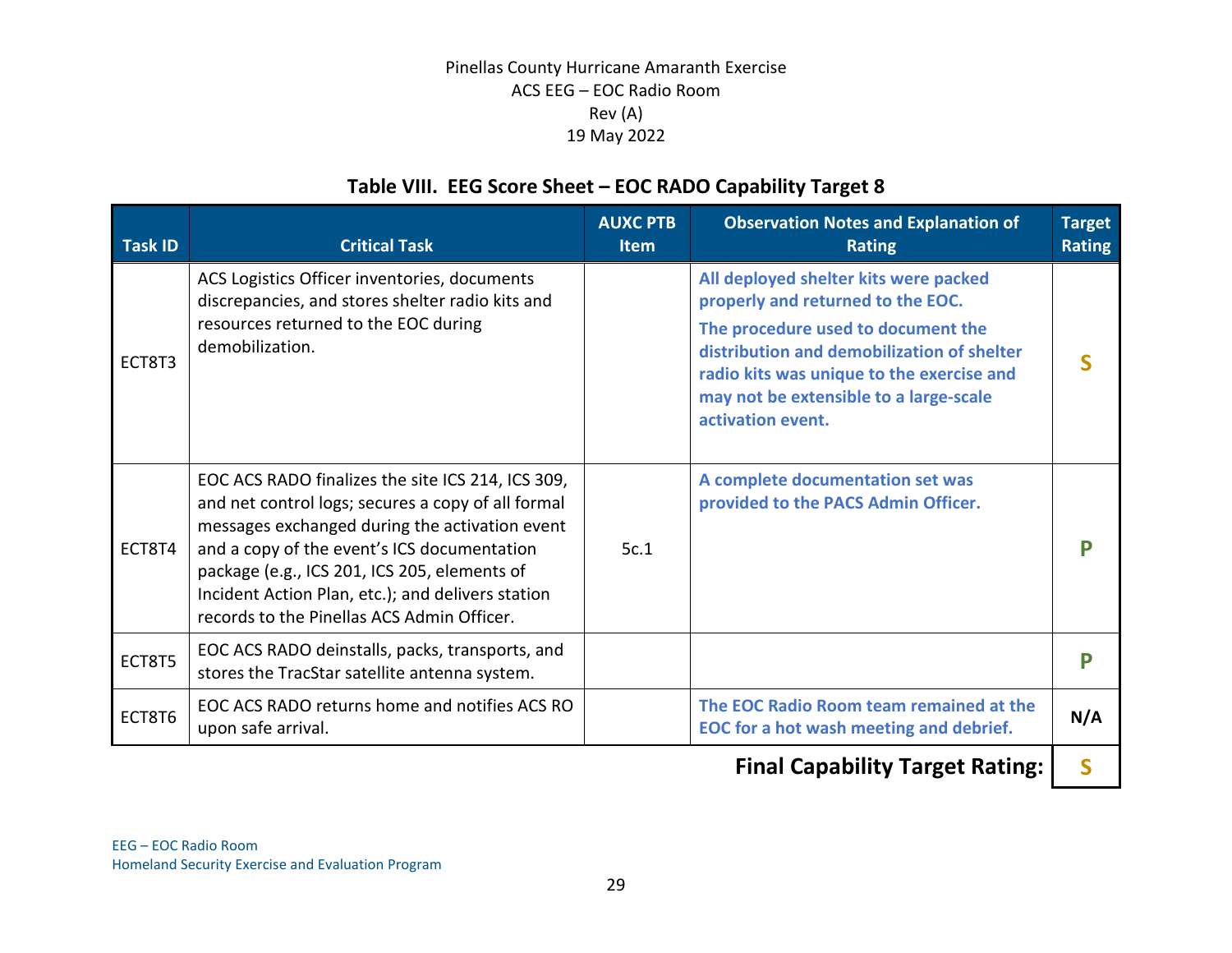### Table VIII. EEG Score Sheet – EOC RADO Capability Target 8

| Task ID | Critical Task | AUXC PTB Item | Observation Notes and Explanation of Rating | Target Rating |
|---|---|---|---|---|
| ECT8T3 | ACS Logistics Officer inventories, documents discrepancies, and stores shelter radio kits and resources returned to the EOC during demobilization. | | **All deployed shelter kits were packed properly and returned to the EOC.** **The procedure used to document the distribution and demobilization of shelter radio kits was unique to the exercise and may not be extensible to a large-scale activation event.** | **S** |
| ECT8T4 | EOC ACS RADO finalizes the site ICS 214, ICS 309, and net control logs; secures a copy of all formal messages exchanged during the activation event and a copy of the event's ICS documentation package (e.g., ICS 201, ICS 205, elements of Incident Action Plan, etc.); and delivers station records to the Pinellas ACS Admin Officer. | 5c.1 | **A complete documentation set was provided to the PACS Admin Officer.** | **P** |
| ECT8T5 | EOC ACS RADO deinstalls, packs, transports, and stores the TracStar satellite antenna system. | | | **P** |
| ECT8T6 | EOC ACS RADO returns home and notifies ACS RO upon safe arrival. | | **The EOC Radio Room team remained at the EOC for a hot wash meeting and debrief.** | **N/A** |
| | | | **Final Capability Target Rating:** | **S** |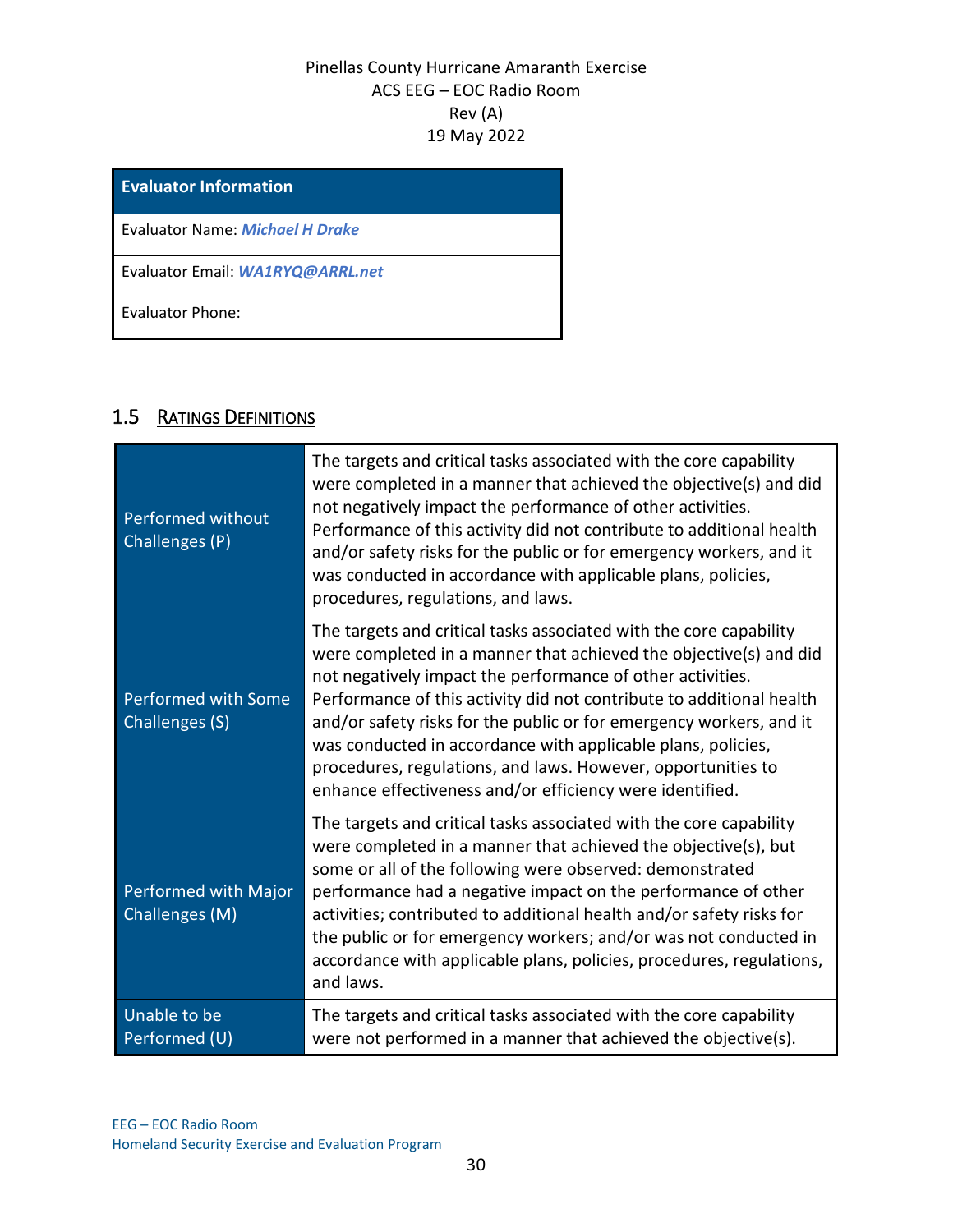Pinellas County Hurricane Amaranth Exercise
ACS EEG – EOC Radio Room
Rev (A)
19 May 2022

| **Evaluator Information** |
|---|
| Evaluator Name: ***Michael H Drake*** |
| Evaluator Email: ***WA1RYQ@ARRL.net*** |
| Evaluator Phone: |

## 1.5 Ratings Definitions

| | |
|---|---|
| Performed without Challenges (P) | The targets and critical tasks associated with the core capability were completed in a manner that achieved the objective(s) and did not negatively impact the performance of other activities. Performance of this activity did not contribute to additional health and/or safety risks for the public or for emergency workers, and it was conducted in accordance with applicable plans, policies, procedures, regulations, and laws. |
| Performed with Some Challenges (S) | The targets and critical tasks associated with the core capability were completed in a manner that achieved the objective(s) and did not negatively impact the performance of other activities. Performance of this activity did not contribute to additional health and/or safety risks for the public or for emergency workers, and it was conducted in accordance with applicable plans, policies, procedures, regulations, and laws. However, opportunities to enhance effectiveness and/or efficiency were identified. |
| Performed with Major Challenges (M) | The targets and critical tasks associated with the core capability were completed in a manner that achieved the objective(s), but some or all of the following were observed: demonstrated performance had a negative impact on the performance of other activities; contributed to additional health and/or safety risks for the public or for emergency workers; and/or was not conducted in accordance with applicable plans, policies, procedures, regulations, and laws. |
| Unable to be Performed (U) | The targets and critical tasks associated with the core capability were not performed in a manner that achieved the objective(s). |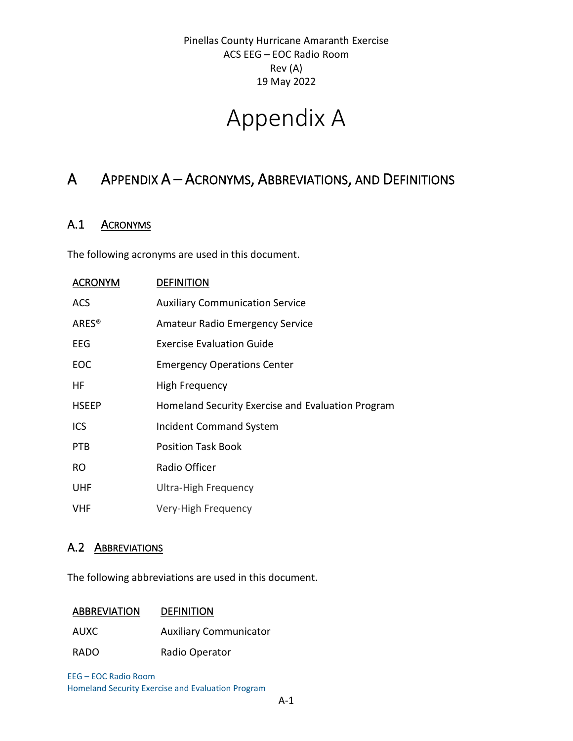# Appendix A

## A Appendix A – Acronyms, Abbreviations, and Definitions

### A.1 Acronyms

The following acronyms are used in this document.

| ACRONYM | DEFINITION |
|---|---|
| ACS | Auxiliary Communication Service |
| ARES® | Amateur Radio Emergency Service |
| EEG | Exercise Evaluation Guide |
| EOC | Emergency Operations Center |
| HF | High Frequency |
| HSEEP | Homeland Security Exercise and Evaluation Program |
| ICS | Incident Command System |
| PTB | Position Task Book |
| RO | Radio Officer |
| UHF | Ultra-High Frequency |
| VHF | Very-High Frequency |

### A.2 Abbreviations

The following abbreviations are used in this document.

| ABBREVIATION | DEFINITION |
|---|---|
| AUXC | Auxiliary Communicator |
| RADO | Radio Operator |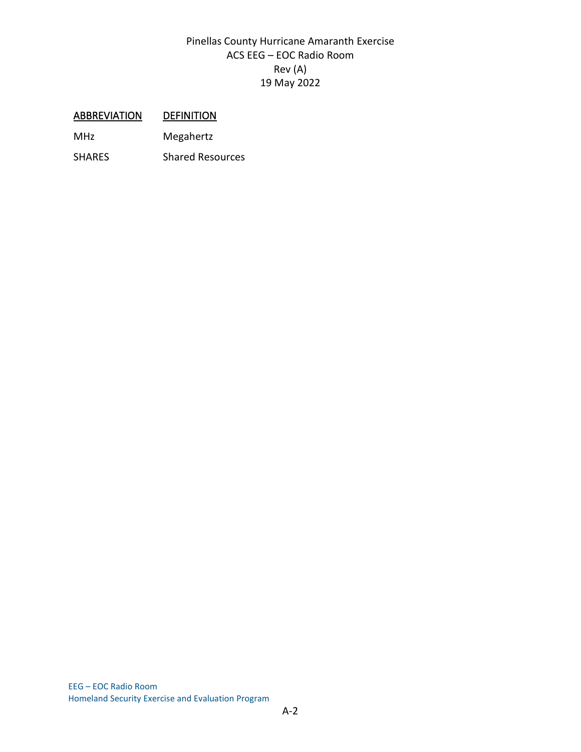| ABBREVIATION | DEFINITION |
| --- | --- |
| MHz | Megahertz |
| SHARES | Shared Resources |